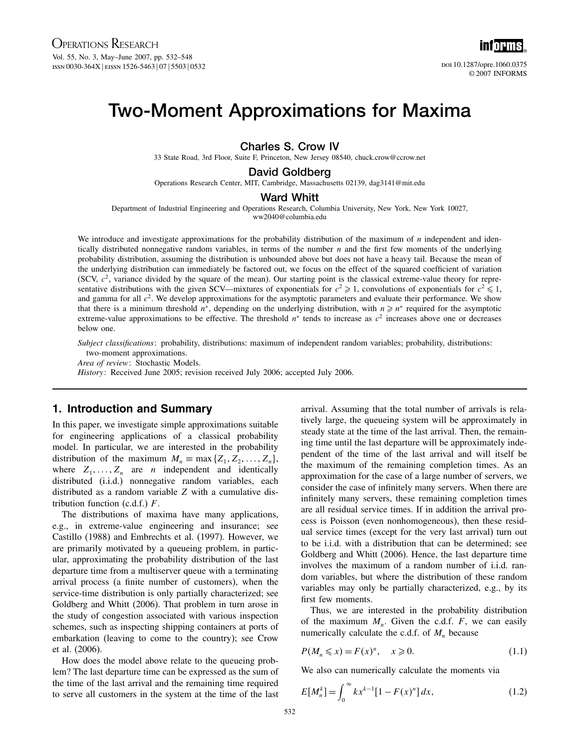# Two-Moment Approximations for Maxima

**Charles S. Crow IV**

33 State Road, 3rd Floor, Suite F, Princeton, New Jersey 08540, chuck.crow@ccrow.net

**David Goldberg**

Operations Research Center, MIT, Cambridge, Massachusetts 02139, dag3141@mit.edu

**Ward Whitt**

Department of Industrial Engineering and Operations Research, Columbia University, New York, New York 10027, ww2040@columbia.edu

We introduce and investigate approximations for the probability distribution of the maximum of $n$ independent and identically distributed nonnegative random variables, in terms of the number $n$ and the first few moments of the underlying probability distribution, assuming the distribution is unbounded above but does not have a heavy tail. Because the mean of the underlying distribution can immediately be factored out, we focus on the effect of the squared coefficient of variation (SCV, $c^2$, variance divided by the square of the mean). Our starting point is the classical extreme-value theory for representative distributions with the given SCV—mixtures of exponentials for $c^2 \geqslant 1$, convolutions of exponentials for $c^2 \leqslant 1$, and gamma for all $c^2$. We develop approximations for the asymptotic parameters and evaluate their performance. We show that there is a minimum threshold $n^*$, depending on the underlying distribution, with $n \geqslant n^*$ required for the asymptotic extreme-value approximations to be effective. The threshold $n^*$ tends to increase as $c^2$ increases above one or decreases below one.

*Subject classifications*: probability, distributions: maximum of independent random variables; probability, distributions: two-moment approximations.

*Area of review*: Stochastic Models.

*History*: Received June 2005; revision received July 2006; accepted July 2006.

## 1. Introduction and Summary

In this paper, we investigate simple approximations suitable for engineering applications of a classical probability model. In particular, we are interested in the probability distribution of the maximum $M_n \equiv \max\{Z_1, Z_2, \ldots, Z_n\}$, where $Z_1, \ldots, Z_n$ are $n$ independent and identically distributed (i.i.d.) nonnegative random variables, each distributed as a random variable $Z$ with a cumulative distribution function (c.d.f.) $F$.

The distributions of maxima have many applications, e.g., in extreme-value engineering and insurance; see Castillo (1988) and Embrechts et al. (1997). However, we are primarily motivated by a queueing problem, in particular, approximating the probability distribution of the last departure time from a multiserver queue with a terminating arrival process (a finite number of customers), when the service-time distribution is only partially characterized; see Goldberg and Whitt (2006). That problem in turn arose in the study of congestion associated with various inspection schemes, such as inspecting shipping containers at ports of embarkation (leaving to come to the country); see Crow et al. (2006).

How does the model above relate to the queueing problem? The last departure time can be expressed as the sum of the time of the last arrival and the remaining time required to serve all customers in the system at the time of the last arrival. Assuming that the total number of arrivals is relatively large, the queueing system will be approximately in steady state at the time of the last arrival. Then, the remaining time until the last departure will be approximately independent of the time of the last arrival and will itself be the maximum of the remaining completion times. As an approximation for the case of a large number of servers, we consider the case of infinitely many servers. When there are infinitely many servers, these remaining completion times are all residual service times. If in addition the arrival process is Poisson (even nonhomogeneous), then these residual service times (except for the very last arrival) turn out to be i.i.d. with a distribution that can be determined; see Goldberg and Whitt (2006). Hence, the last departure time involves the maximum of a random number of i.i.d. random variables, but where the distribution of these random variables may only be partially characterized, e.g., by its first few moments.

Thus, we are interested in the probability distribution of the maximum $M_n$. Given the c.d.f. $F$, we can easily numerically calculate the c.d.f. of $M_n$ because

$$P(M_n \leqslant x) = F(x)^n, \quad x \geqslant 0. \tag{1.1}$$

We also can numerically calculate the moments via

$$E[M_n^k] = \int_0^\infty k x^{k-1}[1 - F(x)^n]\,dx, \tag{1.2}$$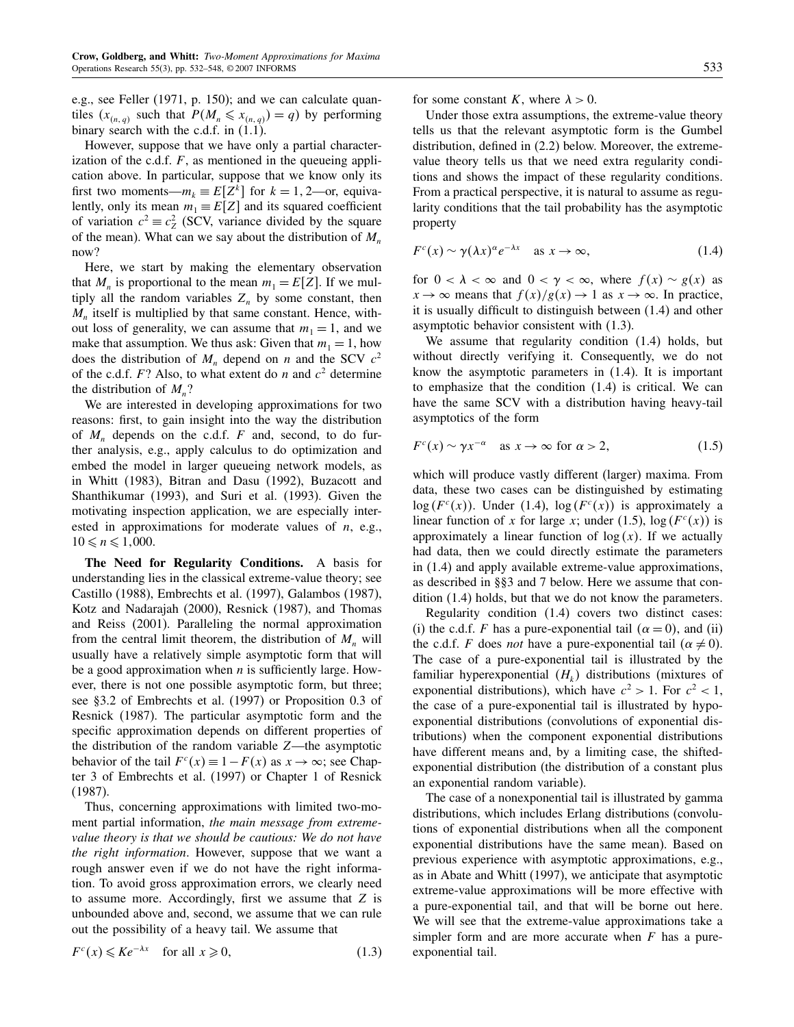e.g., see Feller (1971, p. 150); and we can calculate quantiles ($x_{(n,q)}$ such that $P(M_n \leqslant x_{(n,q)}) = q$) by performing binary search with the c.d.f. in (1.1).

However, suppose that we have only a partial characterization of the c.d.f. $F$, as mentioned in the queueing application above. In particular, suppose that we know only its first two moments—$m_k \equiv E[Z^k]$ for $k = 1, 2$—or, equivalently, only its mean $m_1 \equiv E[Z]$ and its squared coefficient of variation $c^2 \equiv c_Z^2$ (SCV, variance divided by the square of the mean). What can we say about the distribution of $M_n$ now?

Here, we start by making the elementary observation that $M_n$ is proportional to the mean $m_1 = E[Z]$. If we multiply all the random variables $Z_n$ by some constant, then $M_n$ itself is multiplied by that same constant. Hence, without loss of generality, we can assume that $m_1 = 1$, and we make that assumption. We thus ask: Given that $m_1 = 1$, how does the distribution of $M_n$ depend on $n$ and the SCV $c^2$ of the c.d.f. $F$? Also, to what extent do $n$ and $c^2$ determine the distribution of $M_n$?

We are interested in developing approximations for two reasons: first, to gain insight into the way the distribution of $M_n$ depends on the c.d.f. $F$ and, second, to do further analysis, e.g., apply calculus to do optimization and embed the model in larger queueing network models, as in Whitt (1983), Bitran and Dasu (1992), Buzacott and Shanthikumar (1993), and Suri et al. (1993). Given the motivating inspection application, we are especially interested in approximations for moderate values of $n$, e.g., $10 \leqslant n \leqslant 1{,}000$.

**The Need for Regularity Conditions.** A basis for understanding lies in the classical extreme-value theory; see Castillo (1988), Embrechts et al. (1997), Galambos (1987), Kotz and Nadarajah (2000), Resnick (1987), and Thomas and Reiss (2001). Paralleling the normal approximation from the central limit theorem, the distribution of $M_n$ will usually have a relatively simple asymptotic form that will be a good approximation when $n$ is sufficiently large. However, there is not one possible asymptotic form, but three; see §3.2 of Embrechts et al. (1997) or Proposition 0.3 of Resnick (1987). The particular asymptotic form and the specific approximation depends on different properties of the distribution of the random variable $Z$—the asymptotic behavior of the tail $F^c(x) \equiv 1 - F(x)$ as $x \to \infty$; see Chapter 3 of Embrechts et al. (1997) or Chapter 1 of Resnick (1987).

Thus, concerning approximations with limited two-moment partial information, *the main message from extreme-value theory is that we should be cautious: We do not have the right information*. However, suppose that we want a rough answer even if we do not have the right information. To avoid gross approximation errors, we clearly need to assume more. Accordingly, first we assume that $Z$ is unbounded above and, second, we assume that we can rule out the possibility of a heavy tail. We assume that

$$F^c(x) \leqslant K e^{-\lambda x} \quad \text{for all } x \geqslant 0, \tag{1.3}$$

for some constant $K$, where $\lambda > 0$.

Under those extra assumptions, the extreme-value theory tells us that the relevant asymptotic form is the Gumbel distribution, defined in (2.2) below. Moreover, the extreme-value theory tells us that we need extra regularity conditions and shows the impact of these regularity conditions. From a practical perspective, it is natural to assume as regularity conditions that the tail probability has the asymptotic property

$$F^c(x) \sim \gamma (\lambda x)^\alpha e^{-\lambda x} \quad \text{as } x \to \infty, \tag{1.4}$$

for $0 < \lambda < \infty$ and $0 < \gamma < \infty$, where $f(x) \sim g(x)$ as $x \to \infty$ means that $f(x)/g(x) \to 1$ as $x \to \infty$. In practice, it is usually difficult to distinguish between (1.4) and other asymptotic behavior consistent with (1.3).

We assume that regularity condition (1.4) holds, but without directly verifying it. Consequently, we do not know the asymptotic parameters in (1.4). It is important to emphasize that the condition (1.4) is critical. We can have the same SCV with a distribution having heavy-tail asymptotics of the form

$$F^c(x) \sim \gamma x^{-\alpha} \quad \text{as } x \to \infty \text{ for } \alpha > 2, \tag{1.5}$$

which will produce vastly different (larger) maxima. From data, these two cases can be distinguished by estimating $\log(F^c(x))$. Under (1.4), $\log(F^c(x))$ is approximately a linear function of $x$ for large $x$; under (1.5), $\log(F^c(x))$ is approximately a linear function of $\log(x)$. If we actually had data, then we could directly estimate the parameters in (1.4) and apply available extreme-value approximations, as described in §§3 and 7 below. Here we assume that condition (1.4) holds, but that we do not know the parameters.

Regularity condition (1.4) covers two distinct cases: (i) the c.d.f. $F$ has a pure-exponential tail ($\alpha = 0$), and (ii) the c.d.f. $F$ does *not* have a pure-exponential tail ($\alpha \neq 0$). The case of a pure-exponential tail is illustrated by the familiar hyperexponential ($H_k$) distributions (mixtures of exponential distributions), which have $c^2 > 1$. For $c^2 < 1$, the case of a pure-exponential tail is illustrated by hypoexponential distributions (convolutions of exponential distributions) when the component exponential distributions have different means and, by a limiting case, the shifted-exponential distribution (the distribution of a constant plus an exponential random variable).

The case of a nonexponential tail is illustrated by gamma distributions, which includes Erlang distributions (convolutions of exponential distributions when all the component exponential distributions have the same mean). Based on previous experience with asymptotic approximations, e.g., as in Abate and Whitt (1997), we anticipate that asymptotic extreme-value approximations will be more effective with a pure-exponential tail, and that will be borne out here. We will see that the extreme-value approximations take a simpler form and are more accurate when $F$ has a pure-exponential tail.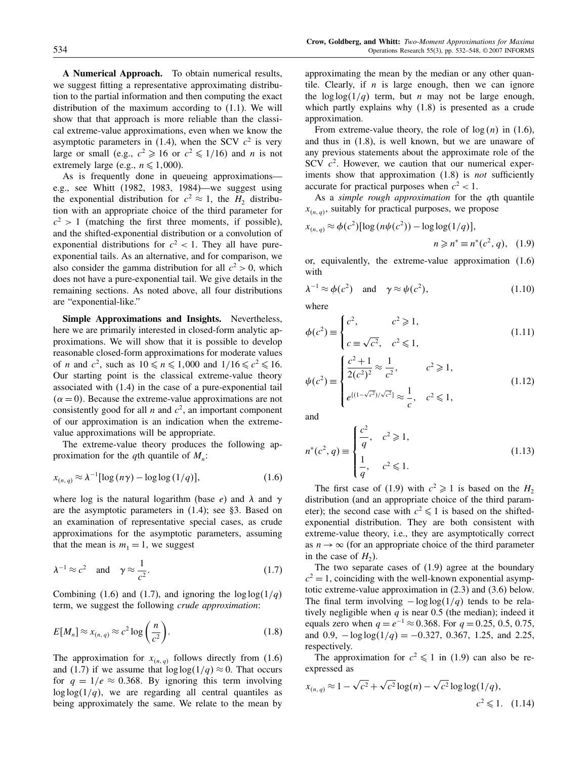**A Numerical Approach.** To obtain numerical results, we suggest fitting a representative approximating distribution to the partial information and then computing the exact distribution of the maximum according to (1.1). We will show that that approach is more reliable than the classical extreme-value approximations, even when we know the asymptotic parameters in (1.4), when the SCV $c^2$ is very large or small (e.g., $c^2 \geqslant 16$ or $c^2 \leqslant 1/16$) and $n$ is not extremely large (e.g., $n \leqslant 1{,}000$).

As is frequently done in queueing approximations—e.g., see Whitt (1982, 1983, 1984)—we suggest using the exponential distribution for $c^2 \approx 1$, the $H_2$ distribution with an appropriate choice of the third parameter for $c^2 > 1$ (matching the first three moments, if possible), and the shifted-exponential distribution or a convolution of exponential distributions for $c^2 < 1$. They all have pure-exponential tails. As an alternative, and for comparison, we also consider the gamma distribution for all $c^2 > 0$, which does not have a pure-exponential tail. We give details in the remaining sections. As noted above, all four distributions are "exponential-like."

**Simple Approximations and Insights.** Nevertheless, here we are primarily interested in closed-form analytic approximations. We will show that it is possible to develop reasonable closed-form approximations for moderate values of $n$ and $c^2$, such as $10 \leqslant n \leqslant 1{,}000$ and $1/16 \leqslant c^2 \leqslant 16$. Our starting point is the classical extreme-value theory associated with (1.4) in the case of a pure-exponential tail ($\alpha = 0$). Because the extreme-value approximations are not consistently good for all $n$ and $c^2$, an important component of our approximation is an indication when the extreme-value approximations will be appropriate.

The extreme-value theory produces the following approximation for the $q$th quantile of $M_n$:

$$x_{(n,q)} \approx \lambda^{-1}[\log(n\gamma) - \log\log(1/q)], \tag{1.6}$$

where log is the natural logarithm (base $e$) and $\lambda$ and $\gamma$ are the asymptotic parameters in (1.4); see §3. Based on an examination of representative special cases, as crude approximations for the asymptotic parameters, assuming that the mean is $m_1 = 1$, we suggest

$$\lambda^{-1} \approx c^2 \quad \text{and} \quad \gamma \approx \frac{1}{c^2}. \tag{1.7}$$

Combining (1.6) and (1.7), and ignoring the $\log\log(1/q)$ term, we suggest the following *crude approximation*:

$$E[M_n] \approx x_{(n,q)} \approx c^2 \log\left(\frac{n}{c^2}\right). \tag{1.8}$$

The approximation for $x_{(n,q)}$ follows directly from (1.6) and (1.7) if we assume that $\log\log(1/q) \approx 0$. That occurs for $q = 1/e \approx 0.368$. By ignoring this term involving $\log\log(1/q)$, we are regarding all central quantiles as being approximately the same. We relate to the mean by approximating the mean by the median or any other quantile. Clearly, if $n$ is large enough, then we can ignore the $\log\log(1/q)$ term, but $n$ may not be large enough, which partly explains why (1.8) is presented as a crude approximation.

From extreme-value theory, the role of $\log(n)$ in (1.6), and thus in (1.8), is well known, but we are unaware of any previous statements about the approximate role of the SCV $c^2$. However, we caution that our numerical experiments show that approximation (1.8) is *not* sufficiently accurate for practical purposes when $c^2 < 1$.

As a *simple rough approximation* for the $q$th quantile $x_{(n,q)}$, suitably for practical purposes, we propose

$$x_{(n,q)} \approx \phi(c^2)[\log(n\psi(c^2)) - \log\log(1/q)], \quad n \geqslant n^* \equiv n^*(c^2, q), \tag{1.9}$$

or, equivalently, the extreme-value approximation (1.6) with

$$\lambda^{-1} \approx \phi(c^2) \quad \text{and} \quad \gamma \approx \psi(c^2), \tag{1.10}$$

where

$$\phi(c^2) \equiv \begin{cases} c^2, & c^2 \geqslant 1, \\ c \equiv \sqrt{c^2}, & c^2 \leqslant 1, \end{cases} \tag{1.11}$$

$$\psi(c^2) \equiv \begin{cases} \dfrac{c^2+1}{2(c^2)^2} \approx \dfrac{1}{c^2}, & c^2 \geqslant 1, \\ e^{\{(1-\sqrt{c^2})/\sqrt{c^2}\}} \approx \dfrac{1}{c}, & c^2 \leqslant 1, \end{cases} \tag{1.12}$$

and

$$n^*(c^2, q) \equiv \begin{cases} \dfrac{c^2}{q}, & c^2 \geqslant 1, \\ \dfrac{1}{q}, & c^2 \leqslant 1. \end{cases} \tag{1.13}$$

The first case of (1.9) with $c^2 \geqslant 1$ is based on the $H_2$ distribution (and an appropriate choice of the third parameter); the second case with $c^2 \leqslant 1$ is based on the shifted-exponential distribution. They are both consistent with extreme-value theory, i.e., they are asymptotically correct as $n \to \infty$ (for an appropriate choice of the third parameter in the case of $H_2$).

The two separate cases of (1.9) agree at the boundary $c^2 = 1$, coinciding with the well-known exponential asymptotic extreme-value approximation in (2.3) and (3.6) below. The final term involving $-\log\log(1/q)$ tends to be relatively negligible when $q$ is near 0.5 (the median); indeed it equals zero when $q = e^{-1} \approx 0.368$. For $q = 0.25$, 0.5, 0.75, and 0.9, $-\log\log(1/q) = -0.327$, 0.367, 1.25, and 2.25, respectively.

The approximation for $c^2 \leqslant 1$ in (1.9) can also be re-expressed as

$$x_{(n,q)} \approx 1 - \sqrt{c^2} + \sqrt{c^2}\log(n) - \sqrt{c^2}\log\log(1/q), \quad c^2 \leqslant 1. \tag{1.14}$$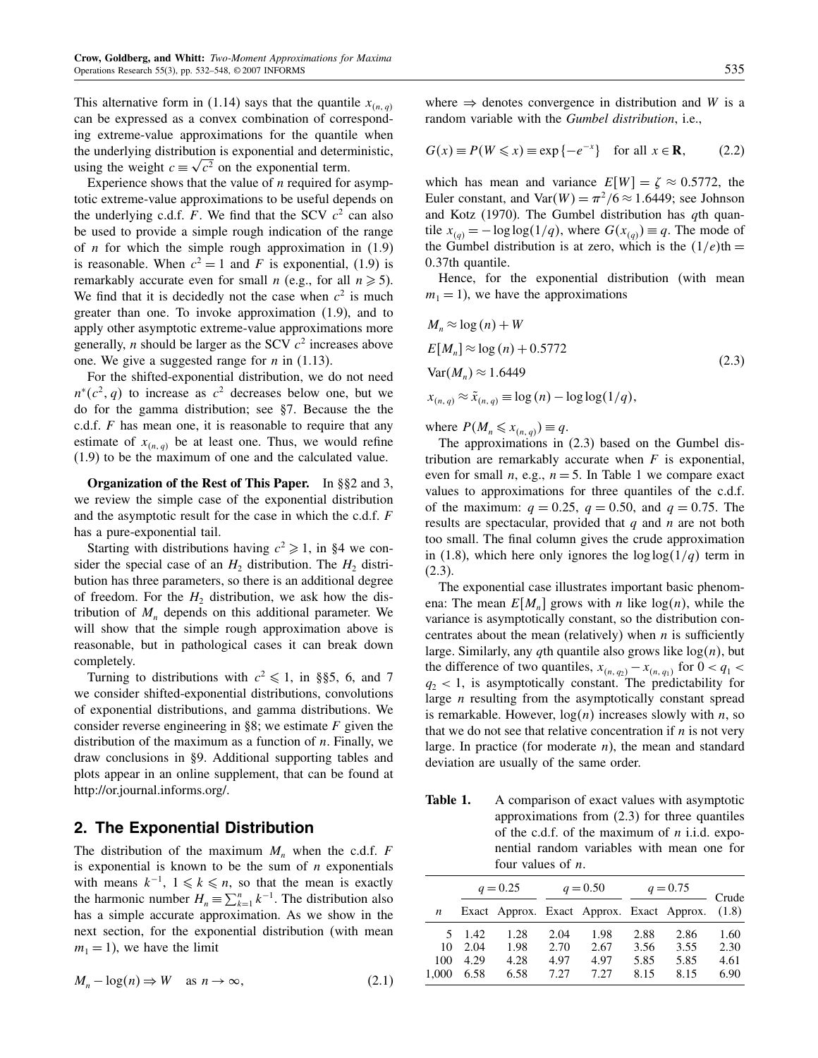This alternative form in (1.14) says that the quantile $x_{(n,q)}$ can be expressed as a convex combination of corresponding extreme-value approximations for the quantile when the underlying distribution is exponential and deterministic, using the weight $c \equiv \sqrt{c^2}$ on the exponential term.

Experience shows that the value of $n$ required for asymptotic extreme-value approximations to be useful depends on the underlying c.d.f. $F$. We find that the SCV $c^2$ can also be used to provide a simple rough indication of the range of $n$ for which the simple rough approximation in (1.9) is reasonable. When $c^2 = 1$ and $F$ is exponential, (1.9) is remarkably accurate even for small $n$ (e.g., for all $n \geqslant 5$). We find that it is decidedly not the case when $c^2$ is much greater than one. To invoke approximation (1.9), and to apply other asymptotic extreme-value approximations more generally, $n$ should be larger as the SCV $c^2$ increases above one. We give a suggested range for $n$ in (1.13).

For the shifted-exponential distribution, we do not need $n^*(c^2, q)$ to increase as $c^2$ decreases below one, but we do for the gamma distribution; see §7. Because the the c.d.f. $F$ has mean one, it is reasonable to require that any estimate of $x_{(n,q)}$ be at least one. Thus, we would refine (1.9) to be the maximum of one and the calculated value.

**Organization of the Rest of This Paper.** In §§2 and 3, we review the simple case of the exponential distribution and the asymptotic result for the case in which the c.d.f. $F$ has a pure-exponential tail.

Starting with distributions having $c^2 \geqslant 1$, in §4 we consider the special case of an $H_2$ distribution. The $H_2$ distribution has three parameters, so there is an additional degree of freedom. For the $H_2$ distribution, we ask how the distribution of $M_n$ depends on this additional parameter. We will show that the simple rough approximation above is reasonable, but in pathological cases it can break down completely.

Turning to distributions with $c^2 \leqslant 1$, in §§5, 6, and 7 we consider shifted-exponential distributions, convolutions of exponential distributions, and gamma distributions. We consider reverse engineering in §8; we estimate $F$ given the distribution of the maximum as a function of $n$. Finally, we draw conclusions in §9. Additional supporting tables and plots appear in an online supplement, that can be found at http://or.journal.informs.org/.

## 2. The Exponential Distribution

The distribution of the maximum $M_n$ when the c.d.f. $F$ is exponential is known to be the sum of $n$ exponentials with means $k^{-1}$, $1 \leqslant k \leqslant n$, so that the mean is exactly the harmonic number $H_n \equiv \sum_{k=1}^{n} k^{-1}$. The distribution also has a simple accurate approximation. As we show in the next section, for the exponential distribution (with mean $m_1 = 1$), we have the limit

$$M_n - \log(n) \Rightarrow W \quad \text{as } n \to \infty, \tag{2.1}$$

where $\Rightarrow$ denotes convergence in distribution and $W$ is a random variable with the *Gumbel distribution*, i.e.,

$$G(x) \equiv P(W \leqslant x) \equiv \exp\{-e^{-x}\} \quad \text{for all } x \in \mathbf{R}, \tag{2.2}$$

which has mean and variance $E[W] = \zeta \approx 0.5772$, the Euler constant, and $\text{Var}(W) = \pi^2/6 \approx 1.6449$; see Johnson and Kotz (1970). The Gumbel distribution has $q$th quantile $x_{(q)} = -\log\log(1/q)$, where $G(x_{(q)}) \equiv q$. The mode of the Gumbel distribution is at zero, which is the $(1/e)$th $=$ 0.37th quantile.

Hence, for the exponential distribution (with mean $m_1 = 1$), we have the approximations

$$\begin{aligned} &M_n \approx \log(n) + W \\ &E[M_n] \approx \log(n) + 0.5772 \\ &\text{Var}(M_n) \approx 1.6449 \\ &x_{(n,q)} \approx \tilde{x}_{(n,q)} \equiv \log(n) - \log\log(1/q), \end{aligned} \tag{2.3}$$

where $P(M_n \leqslant x_{(n,q)}) \equiv q$.

The approximations in (2.3) based on the Gumbel distribution are remarkably accurate when $F$ is exponential, even for small $n$, e.g., $n = 5$. In Table 1 we compare exact values to approximations for three quantiles of the c.d.f. of the maximum: $q = 0.25$, $q = 0.50$, and $q = 0.75$. The results are spectacular, provided that $q$ and $n$ are not both too small. The final column gives the crude approximation in (1.8), which here only ignores the $\log\log(1/q)$ term in (2.3).

The exponential case illustrates important basic phenomena: The mean $E[M_n]$ grows with $n$ like $\log(n)$, while the variance is asymptotically constant, so the distribution concentrates about the mean (relatively) when $n$ is sufficiently large. Similarly, any $q$th quantile also grows like $\log(n)$, but the difference of two quantiles, $x_{(n,q_2)} - x_{(n,q_1)}$ for $0 < q_1 < q_2 < 1$, is asymptotically constant. The predictability for large $n$ resulting from the asymptotically constant spread is remarkable. However, $\log(n)$ increases slowly with $n$, so that we do not see that relative concentration if $n$ is not very large. In practice (for moderate $n$), the mean and standard deviation are usually of the same order.

**Table 1.** A comparison of exact values with asymptotic approximations from (2.3) for three quantiles of the c.d.f. of the maximum of $n$ i.i.d. exponential random variables with mean one for four values of $n$.

| | $q = 0.25$ | | $q = 0.50$ | | $q = 0.75$ | | Crude |
|---|---|---|---|---|---|---|---|
| $n$ | Exact | Approx. | Exact | Approx. | Exact | Approx. | (1.8) |
| 5 | 1.42 | 1.28 | 2.04 | 1.98 | 2.88 | 2.86 | 1.60 |
| 10 | 2.04 | 1.98 | 2.70 | 2.67 | 3.56 | 3.55 | 2.30 |
| 100 | 4.29 | 4.28 | 4.97 | 4.97 | 5.85 | 5.85 | 4.61 |
| 1,000 | 6.58 | 6.58 | 7.27 | 7.27 | 8.15 | 8.15 | 6.90 |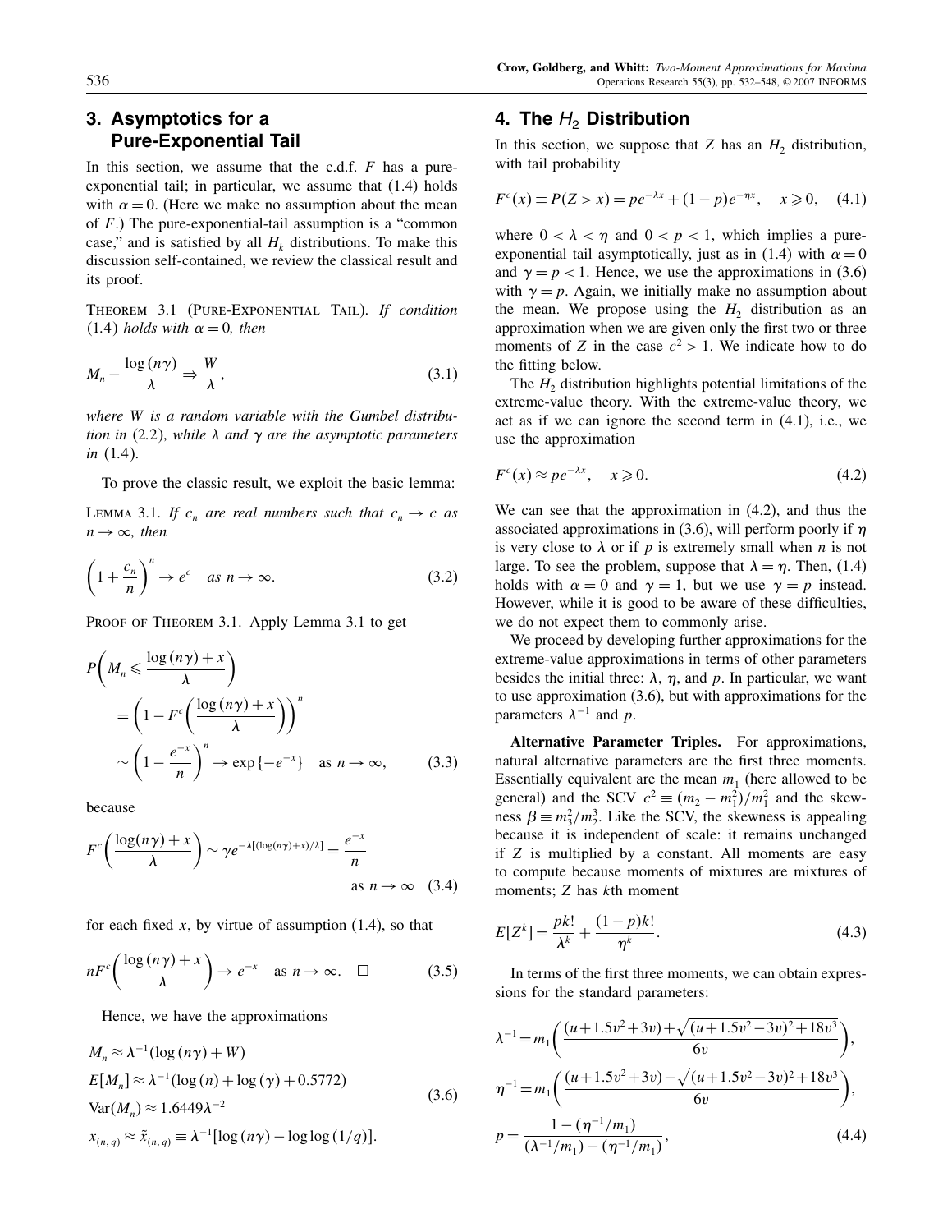## 3. Asymptotics for a Pure-Exponential Tail

In this section, we assume that the c.d.f. $F$ has a pure-exponential tail; in particular, we assume that (1.4) holds with $\alpha = 0$. (Here we make no assumption about the mean of $F$.) The pure-exponential-tail assumption is a "common case," and is satisfied by all $H_k$ distributions. To make this discussion self-contained, we review the classical result and its proof.

THEOREM 3.1 (PURE-EXPONENTIAL TAIL). *If condition* (1.4) *holds with* $\alpha = 0$, *then*

$$M_n - \frac{\log(n\gamma)}{\lambda} \Rightarrow \frac{W}{\lambda}, \tag{3.1}$$

*where* $W$ *is a random variable with the Gumbel distribution in* (2.2), *while* $\lambda$ *and* $\gamma$ *are the asymptotic parameters in* (1.4).

To prove the classic result, we exploit the basic lemma:

LEMMA 3.1. *If* $c_n$ *are real numbers such that* $c_n \to c$ *as* $n \to \infty$, *then*

$$\left(1 + \frac{c_n}{n}\right)^n \to e^c \quad \text{as } n \to \infty. \tag{3.2}$$

PROOF OF THEOREM 3.1. Apply Lemma 3.1 to get

$$\begin{aligned} P&\left(M_n \leqslant \frac{\log(n\gamma) + x}{\lambda}\right) \\ &= \left(1 - F^c\left(\frac{\log(n\gamma) + x}{\lambda}\right)\right)^n \\ &\sim \left(1 - \frac{e^{-x}}{n}\right)^n \to \exp\{-e^{-x}\} \quad \text{as } n \to \infty, \end{aligned} \tag{3.3}$$

because

$$F^c\left(\frac{\log(n\gamma) + x}{\lambda}\right) \sim \gamma e^{-\lambda[(\log(n\gamma)+x)/\lambda]} = \frac{e^{-x}}{n} \quad \text{as } n \to \infty \tag{3.4}$$

for each fixed $x$, by virtue of assumption (1.4), so that

$$nF^c\left(\frac{\log(n\gamma) + x}{\lambda}\right) \to e^{-x} \quad \text{as } n \to \infty. \quad \square \tag{3.5}$$

Hence, we have the approximations

$$\begin{aligned} M_n &\approx \lambda^{-1}(\log(n\gamma) + W) \\ E[M_n] &\approx \lambda^{-1}(\log(n) + \log(\gamma) + 0.5772) \\ \mathrm{Var}(M_n) &\approx 1.6449\lambda^{-2} \\ x_{(n,q)} &\approx \tilde{x}_{(n,q)} \equiv \lambda^{-1}[\log(n\gamma) - \log\log(1/q)]. \end{aligned} \tag{3.6}$$

## 4. The $H_2$ Distribution

In this section, we suppose that $Z$ has an $H_2$ distribution, with tail probability

$$F^c(x) \equiv P(Z > x) = pe^{-\lambda x} + (1-p)e^{-\eta x}, \quad x \geqslant 0, \tag{4.1}$$

where $0 < \lambda < \eta$ and $0 < p < 1$, which implies a pure-exponential tail asymptotically, just as in (1.4) with $\alpha = 0$ and $\gamma = p < 1$. Hence, we use the approximations in (3.6) with $\gamma = p$. Again, we initially make no assumption about the mean. We propose using the $H_2$ distribution as an approximation when we are given only the first two or three moments of $Z$ in the case $c^2 > 1$. We indicate how to do the fitting below.

The $H_2$ distribution highlights potential limitations of the extreme-value theory. With the extreme-value theory, we act as if we can ignore the second term in (4.1), i.e., we use the approximation

$$F^c(x) \approx pe^{-\lambda x}, \quad x \geqslant 0. \tag{4.2}$$

We can see that the approximation in (4.2), and thus the associated approximations in (3.6), will perform poorly if $\eta$ is very close to $\lambda$ or if $p$ is extremely small when $n$ is not large. To see the problem, suppose that $\lambda = \eta$. Then, (1.4) holds with $\alpha = 0$ and $\gamma = 1$, but we use $\gamma = p$ instead. However, while it is good to be aware of these difficulties, we do not expect them to commonly arise.

We proceed by developing further approximations for the extreme-value approximations in terms of other parameters besides the initial three: $\lambda$, $\eta$, and $p$. In particular, we want to use approximation (3.6), but with approximations for the parameters $\lambda^{-1}$ and $p$.

**Alternative Parameter Triples.** For approximations, natural alternative parameters are the first three moments. Essentially equivalent are the mean $m_1$ (here allowed to be general) and the SCV $c^2 \equiv (m_2 - m_1^2)/m_1^2$ and the skewness $\beta \equiv m_3^2/m_2^3$. Like the SCV, the skewness is appealing because it is independent of scale: it remains unchanged if $Z$ is multiplied by a constant. All moments are easy to compute because moments of mixtures are mixtures of moments; $Z$ has $k$th moment

$$E[Z^k] = \frac{pk!}{\lambda^k} + \frac{(1-p)k!}{\eta^k}. \tag{4.3}$$

In terms of the first three moments, we can obtain expressions for the standard parameters:

$$\begin{aligned} \lambda^{-1} &= m_1\left(\frac{(u+1.5v^2+3v)+\sqrt{(u+1.5v^2-3v)^2+18v^3}}{6v}\right), \\ \eta^{-1} &= m_1\left(\frac{(u+1.5v^2+3v)-\sqrt{(u+1.5v^2-3v)^2+18v^3}}{6v}\right), \\ p &= \frac{1-(\eta^{-1}/m_1)}{(\lambda^{-1}/m_1)-(\eta^{-1}/m_1)}, \end{aligned} \tag{4.4}$$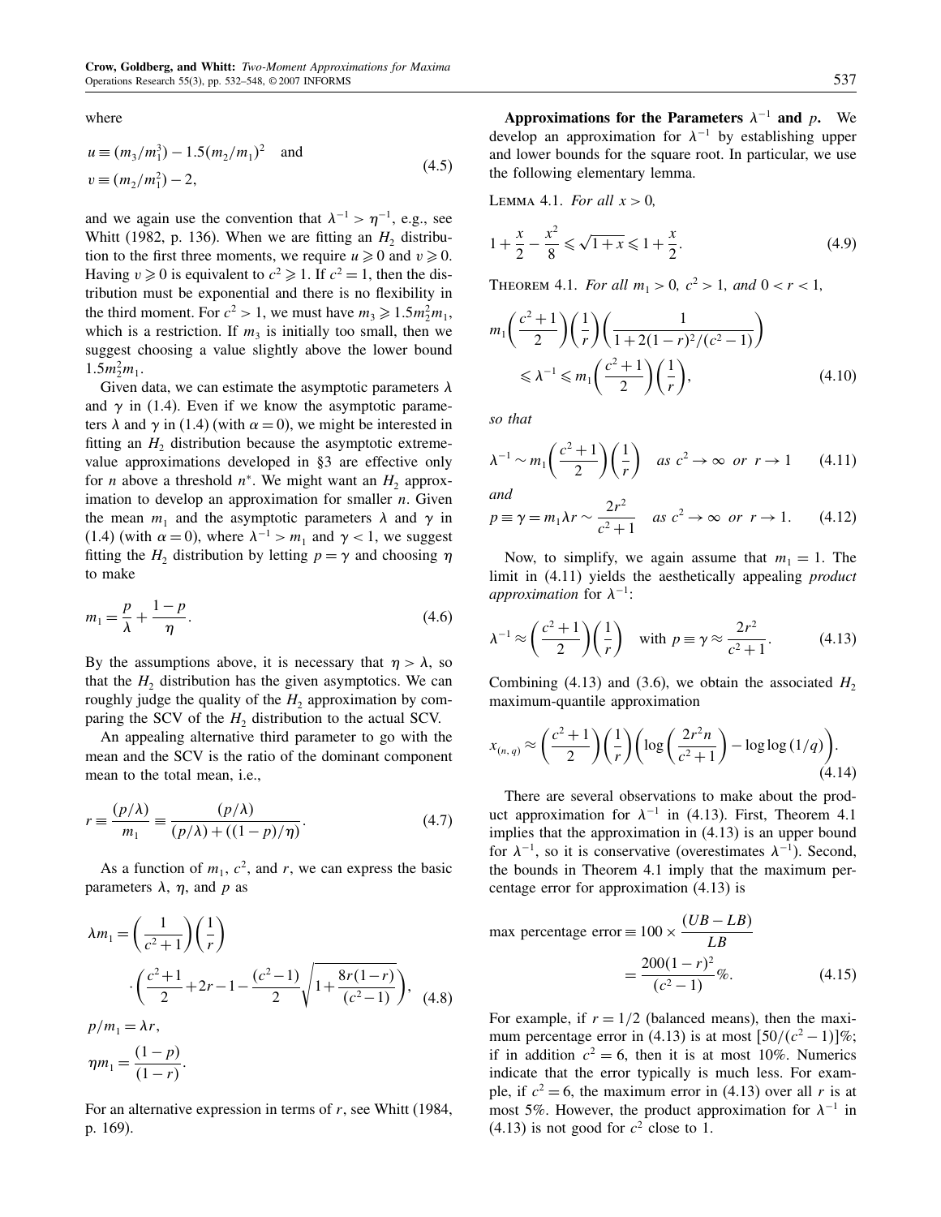where

$$u \equiv (m_3/m_1^3) - 1.5(m_2/m_1)^2 \quad \text{and} \\ v \equiv (m_2/m_1^2) - 2, \tag{4.5}$$

and we again use the convention that $\lambda^{-1} > \eta^{-1}$, e.g., see Whitt (1982, p. 136). When we are fitting an $H_2$ distribution to the first three moments, we require $u \geqslant 0$ and $v \geqslant 0$. Having $v \geqslant 0$ is equivalent to $c^2 \geqslant 1$. If $c^2 = 1$, then the distribution must be exponential and there is no flexibility in the third moment. For $c^2 > 1$, we must have $m_3 \geqslant 1.5m_2^2 m_1$, which is a restriction. If $m_3$ is initially too small, then we suggest choosing a value slightly above the lower bound $1.5m_2^2 m_1$.

Given data, we can estimate the asymptotic parameters $\lambda$ and $\gamma$ in (1.4). Even if we know the asymptotic parameters $\lambda$ and $\gamma$ in (1.4) (with $\alpha = 0$), we might be interested in fitting an $H_2$ distribution because the asymptotic extreme-value approximations developed in §3 are effective only for $n$ above a threshold $n^*$. We might want an $H_2$ approximation to develop an approximation for smaller $n$. Given the mean $m_1$ and the asymptotic parameters $\lambda$ and $\gamma$ in (1.4) (with $\alpha = 0$), where $\lambda^{-1} > m_1$ and $\gamma < 1$, we suggest fitting the $H_2$ distribution by letting $p = \gamma$ and choosing $\eta$ to make

$$m_1 = \frac{p}{\lambda} + \frac{1-p}{\eta}. \tag{4.6}$$

By the assumptions above, it is necessary that $\eta > \lambda$, so that the $H_2$ distribution has the given asymptotics. We can roughly judge the quality of the $H_2$ approximation by comparing the SCV of the $H_2$ distribution to the actual SCV.

An appealing alternative third parameter to go with the mean and the SCV is the ratio of the dominant component mean to the total mean, i.e.,

$$r \equiv \frac{(p/\lambda)}{m_1} \equiv \frac{(p/\lambda)}{(p/\lambda) + ((1-p)/\eta)}. \tag{4.7}$$

As a function of $m_1$, $c^2$, and $r$, we can express the basic parameters $\lambda$, $\eta$, and $p$ as

$$\lambda m_1 = \left(\frac{1}{c^2+1}\right)\left(\frac{1}{r}\right) \cdot \left(\frac{c^2+1}{2} + 2r - 1 - \frac{(c^2-1)}{2}\sqrt{1 + \frac{8r(1-r)}{(c^2-1)}}\right), \tag{4.8}$$

$$p/m_1 = \lambda r,$$

$$\eta m_1 = \frac{(1-p)}{(1-r)}.$$

For an alternative expression in terms of $r$, see Whitt (1984, p. 169).

**Approximations for the Parameters $\lambda^{-1}$ and $p$.** We develop an approximation for $\lambda^{-1}$ by establishing upper and lower bounds for the square root. In particular, we use the following elementary lemma.

Lemma 4.1. *For all $x > 0$,*

$$1 + \frac{x}{2} - \frac{x^2}{8} \leqslant \sqrt{1+x} \leqslant 1 + \frac{x}{2}. \tag{4.9}$$

Theorem 4.1. *For all $m_1 > 0$, $c^2 > 1$, and $0 < r < 1$,*

$$m_1\left(\frac{c^2+1}{2}\right)\left(\frac{1}{r}\right)\left(\frac{1}{1 + 2(1-r)^2/(c^2-1)}\right) \leqslant \lambda^{-1} \leqslant m_1\left(\frac{c^2+1}{2}\right)\left(\frac{1}{r}\right), \tag{4.10}$$

*so that*

$$\lambda^{-1} \sim m_1\left(\frac{c^2+1}{2}\right)\left(\frac{1}{r}\right) \quad \text{as } c^2 \to \infty \text{ or } r \to 1 \tag{4.11}$$

*and*

$$p \equiv \gamma = m_1 \lambda r \sim \frac{2r^2}{c^2+1} \quad \text{as } c^2 \to \infty \text{ or } r \to 1. \tag{4.12}$$

Now, to simplify, we again assume that $m_1 = 1$. The limit in (4.11) yields the aesthetically appealing *product approximation* for $\lambda^{-1}$:

$$\lambda^{-1} \approx \left(\frac{c^2+1}{2}\right)\left(\frac{1}{r}\right) \quad \text{with } p \equiv \gamma \approx \frac{2r^2}{c^2+1}. \tag{4.13}$$

Combining (4.13) and (3.6), we obtain the associated $H_2$ maximum-quantile approximation

$$x_{(n,q)} \approx \left(\frac{c^2+1}{2}\right)\left(\frac{1}{r}\right)\left(\log\left(\frac{2r^2 n}{c^2+1}\right) - \log\log(1/q)\right). \tag{4.14}$$

There are several observations to make about the product approximation for $\lambda^{-1}$ in (4.13). First, Theorem 4.1 implies that the approximation in (4.13) is an upper bound for $\lambda^{-1}$, so it is conservative (overestimates $\lambda^{-1}$). Second, the bounds in Theorem 4.1 imply that the maximum percentage error for approximation (4.13) is

$$\text{max percentage error} \equiv 100 \times \frac{(UB - LB)}{LB} = \frac{200(1-r)^2}{(c^2-1)}\%. \tag{4.15}$$

For example, if $r = 1/2$ (balanced means), then the maximum percentage error in (4.13) is at most $[50/(c^2-1)]\%$; if in addition $c^2 = 6$, then it is at most 10%. Numerics indicate that the error typically is much less. For example, if $c^2 = 6$, the maximum error in (4.13) over all $r$ is at most 5%. However, the product approximation for $\lambda^{-1}$ in (4.13) is not good for $c^2$ close to 1.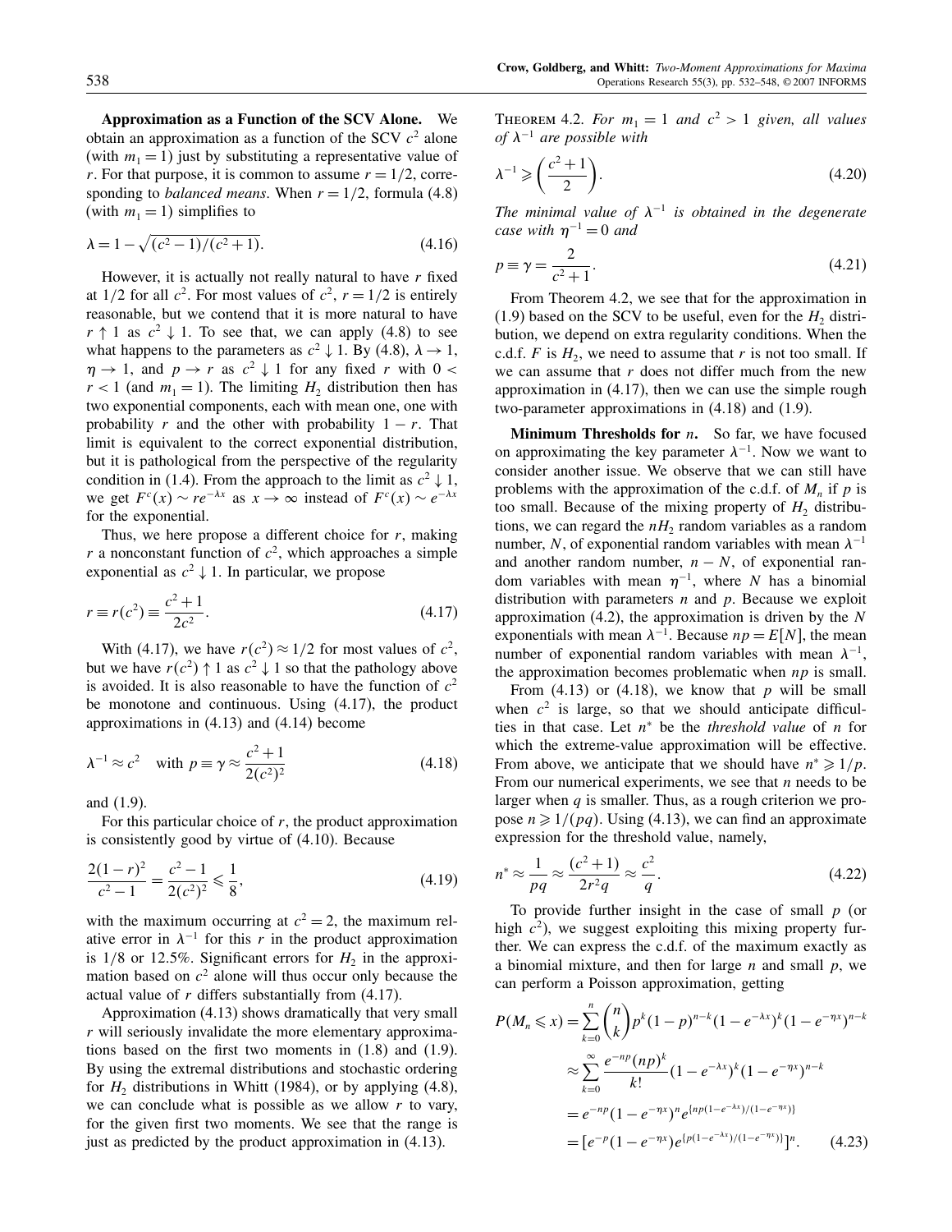**Approximation as a Function of the SCV Alone.** We obtain an approximation as a function of the SCV $c^2$ alone (with $m_1 = 1$) just by substituting a representative value of $r$. For that purpose, it is common to assume $r = 1/2$, corresponding to *balanced means*. When $r = 1/2$, formula (4.8) (with $m_1 = 1$) simplifies to

$$\lambda = 1 - \sqrt{(c^2 - 1)/(c^2 + 1)}. \tag{4.16}$$

However, it is actually not really natural to have $r$ fixed at $1/2$ for all $c^2$. For most values of $c^2$, $r = 1/2$ is entirely reasonable, but we contend that it is more natural to have $r \uparrow 1$ as $c^2 \downarrow 1$. To see that, we can apply (4.8) to see what happens to the parameters as $c^2 \downarrow 1$. By (4.8), $\lambda \to 1$, $\eta \to 1$, and $p \to r$ as $c^2 \downarrow 1$ for any fixed $r$ with $0 < r < 1$ (and $m_1 = 1$). The limiting $H_2$ distribution then has two exponential components, each with mean one, one with probability $r$ and the other with probability $1 - r$. That limit is equivalent to the correct exponential distribution, but it is pathological from the perspective of the regularity condition in (1.4). From the approach to the limit as $c^2 \downarrow 1$, we get $F^c(x) \sim re^{-\lambda x}$ as $x \to \infty$ instead of $F^c(x) \sim e^{-\lambda x}$ for the exponential.

Thus, we here propose a different choice for $r$, making $r$ a nonconstant function of $c^2$, which approaches a simple exponential as $c^2 \downarrow 1$. In particular, we propose

$$r \equiv r(c^2) \equiv \frac{c^2 + 1}{2c^2}. \tag{4.17}$$

With (4.17), we have $r(c^2) \approx 1/2$ for most values of $c^2$, but we have $r(c^2) \uparrow 1$ as $c^2 \downarrow 1$ so that the pathology above is avoided. It is also reasonable to have the function of $c^2$ be monotone and continuous. Using (4.17), the product approximations in (4.13) and (4.14) become

$$\lambda^{-1} \approx c^2 \quad \text{with } p \equiv \gamma \approx \frac{c^2 + 1}{2(c^2)^2} \tag{4.18}$$

and (1.9).

For this particular choice of $r$, the product approximation is consistently good by virtue of (4.10). Because

$$\frac{2(1-r)^2}{c^2 - 1} = \frac{c^2 - 1}{2(c^2)^2} \leqslant \frac{1}{8}, \tag{4.19}$$

with the maximum occurring at $c^2 = 2$, the maximum relative error in $\lambda^{-1}$ for this $r$ in the product approximation is $1/8$ or 12.5%. Significant errors for $H_2$ in the approximation based on $c^2$ alone will thus occur only because the actual value of $r$ differs substantially from (4.17).

Approximation (4.13) shows dramatically that very small $r$ will seriously invalidate the more elementary approximations based on the first two moments in (1.8) and (1.9). By using the extremal distributions and stochastic ordering for $H_2$ distributions in Whitt (1984), or by applying (4.8), we can conclude what is possible as we allow $r$ to vary, for the given first two moments. We see that the range is just as predicted by the product approximation in (4.13).

Theorem 4.2. *For $m_1 = 1$ and $c^2 > 1$ given, all values of $\lambda^{-1}$ are possible with*

$$\lambda^{-1} \geqslant \left(\frac{c^2 + 1}{2}\right). \tag{4.20}$$

*The minimal value of $\lambda^{-1}$ is obtained in the degenerate case with $\eta^{-1} = 0$ and*

$$p \equiv \gamma = \frac{2}{c^2 + 1}. \tag{4.21}$$

From Theorem 4.2, we see that for the approximation in (1.9) based on the SCV to be useful, even for the $H_2$ distribution, we depend on extra regularity conditions. When the c.d.f. $F$ is $H_2$, we need to assume that $r$ is not too small. If we can assume that $r$ does not differ much from the new approximation in (4.17), then we can use the simple rough two-parameter approximations in (4.18) and (1.9).

**Minimum Thresholds for $n$.** So far, we have focused on approximating the key parameter $\lambda^{-1}$. Now we want to consider another issue. We observe that we can still have problems with the approximation of the c.d.f. of $M_n$ if $p$ is too small. Because of the mixing property of $H_2$ distributions, we can regard the $nH_2$ random variables as a random number, $N$, of exponential random variables with mean $\lambda^{-1}$ and another random number, $n - N$, of exponential random variables with mean $\eta^{-1}$, where $N$ has a binomial distribution with parameters $n$ and $p$. Because we exploit approximation (4.2), the approximation is driven by the $N$ exponentials with mean $\lambda^{-1}$. Because $np = E[N]$, the mean number of exponential random variables with mean $\lambda^{-1}$, the approximation becomes problematic when $np$ is small.

From (4.13) or (4.18), we know that $p$ will be small when $c^2$ is large, so that we should anticipate difficulties in that case. Let $n^*$ be the *threshold value* of $n$ for which the extreme-value approximation will be effective. From above, we anticipate that we should have $n^* \geqslant 1/p$. From our numerical experiments, we see that $n$ needs to be larger when $q$ is smaller. Thus, as a rough criterion we propose $n \geqslant 1/(pq)$. Using (4.13), we can find an approximate expression for the threshold value, namely,

$$n^* \approx \frac{1}{pq} \approx \frac{(c^2 + 1)}{2r^2 q} \approx \frac{c^2}{q}. \tag{4.22}$$

To provide further insight in the case of small $p$ (or high $c^2$), we suggest exploiting this mixing property further. We can express the c.d.f. of the maximum exactly as a binomial mixture, and then for large $n$ and small $p$, we can perform a Poisson approximation, getting

$$\begin{aligned}
P(M_n \leqslant x) &= \sum_{k=0}^{n} \binom{n}{k} p^k (1-p)^{n-k} (1 - e^{-\lambda x})^k (1 - e^{-\eta x})^{n-k} \\
&\approx \sum_{k=0}^{\infty} \frac{e^{-np}(np)^k}{k!} (1 - e^{-\lambda x})^k (1 - e^{-\eta x})^{n-k} \\
&= e^{-np}(1 - e^{-\eta x})^n e^{\{np(1 - e^{-\lambda x})/(1 - e^{-\eta x})\}} \\
&= [e^{-p}(1 - e^{-\eta x}) e^{\{p(1 - e^{-\lambda x})/(1 - e^{-\eta x})\}}]^n.
\end{aligned} \tag{4.23}$$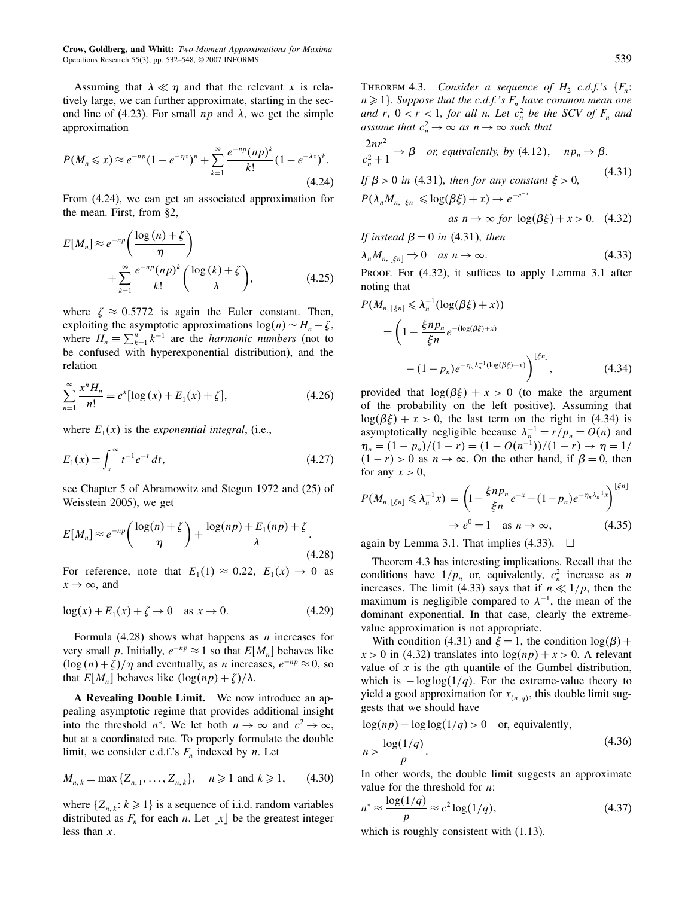Assuming that $\lambda \ll \eta$ and that the relevant $x$ is relatively large, we can further approximate, starting in the second line of (4.23). For small $np$ and $\lambda$, we get the simple approximation

$$P(M_n \leqslant x) \approx e^{-np}(1-e^{-\eta x})^n + \sum_{k=1}^{\infty} \frac{e^{-np}(np)^k}{k!}(1-e^{-\lambda x})^k. \tag{4.24}$$

From (4.24), we can get an associated approximation for the mean. First, from §2,

$$E[M_n] \approx e^{-np}\left(\frac{\log(n)+\zeta}{\eta}\right) + \sum_{k=1}^{\infty} \frac{e^{-np}(np)^k}{k!}\left(\frac{\log(k)+\zeta}{\lambda}\right), \tag{4.25}$$

where $\zeta \approx 0.5772$ is again the Euler constant. Then, exploiting the asymptotic approximations $\log(n) \sim H_n - \zeta$, where $H_n \equiv \sum_{k=1}^{n} k^{-1}$ are the *harmonic numbers* (not to be confused with hyperexponential distribution), and the relation

$$\sum_{n=1}^{\infty} \frac{x^n H_n}{n!} = e^x[\log(x) + E_1(x) + \zeta], \tag{4.26}$$

where $E_1(x)$ is the *exponential integral*, (i.e.,

$$E_1(x) \equiv \int_x^{\infty} t^{-1} e^{-t}\, dt, \tag{4.27}$$

see Chapter 5 of Abramowitz and Stegun 1972 and (25) of Weisstein 2005), we get

$$E[M_n] \approx e^{-np}\left(\frac{\log(n)+\zeta}{\eta}\right) + \frac{\log(np)+E_1(np)+\zeta}{\lambda}. \tag{4.28}$$

For reference, note that $E_1(1) \approx 0.22$, $E_1(x) \to 0$ as $x \to \infty$, and

$$\log(x) + E_1(x) + \zeta \to 0 \quad \text{as } x \to 0. \tag{4.29}$$

Formula (4.28) shows what happens as $n$ increases for very small $p$. Initially, $e^{-np} \approx 1$ so that $E[M_n]$ behaves like $(\log(n)+\zeta)/\eta$ and eventually, as $n$ increases, $e^{-np} \approx 0$, so that $E[M_n]$ behaves like $(\log(np)+\zeta)/\lambda$.

**A Revealing Double Limit.** We now introduce an appealing asymptotic regime that provides additional insight into the threshold $n^*$. We let both $n \to \infty$ and $c^2 \to \infty$, but at a coordinated rate. To properly formulate the double limit, we consider c.d.f.'s $F_n$ indexed by $n$. Let

$$M_{n,k} \equiv \max\{Z_{n,1}, \ldots, Z_{n,k}\}, \quad n \geqslant 1 \text{ and } k \geqslant 1, \tag{4.30}$$

where $\{Z_{n,k}: k \geqslant 1\}$ is a sequence of i.i.d. random variables distributed as $F_n$ for each $n$. Let $\lfloor x \rfloor$ be the greatest integer less than $x$.

Theorem 4.3. *Consider a sequence of $H_2$ c.d.f.'s $\{F_n: n \geqslant 1\}$. Suppose that the c.d.f.'s $F_n$ have common mean one and $r$, $0 < r < 1$, for all $n$. Let $c_n^2$ be the SCV of $F_n$ and assume that $c_n^2 \to \infty$ as $n \to \infty$ such that*

$$\frac{2nr^2}{c_n^2+1} \to \beta \quad \text{or, equivalently, by (4.12)}, \quad np_n \to \beta. \tag{4.31}$$

*If $\beta > 0$ in (4.31), then for any constant $\xi > 0$,*

$$P(\lambda_n M_{n,\lfloor \xi n \rfloor} \leqslant \log(\beta\xi) + x) \to e^{-e^{-x}} \quad \text{as } n \to \infty \text{ for } \log(\beta\xi) + x > 0. \tag{4.32}$$

*If instead $\beta = 0$ in (4.31), then*

$$\lambda_n M_{n,\lfloor \xi n \rfloor} \Rightarrow 0 \quad \text{as } n \to \infty. \tag{4.33}$$

Proof. For (4.32), it suffices to apply Lemma 3.1 after noting that

$$P(M_{n,\lfloor \xi n \rfloor} \leqslant \lambda_n^{-1}(\log(\beta\xi)+x)) = \left(1 - \frac{\xi n p_n}{\xi n} e^{-(\log(\beta\xi)+x)} - (1-p_n)e^{-\eta_n \lambda_n^{-1}(\log(\beta\xi)+x)}\right)^{\lfloor \xi n \rfloor}, \tag{4.34}$$

provided that $\log(\beta\xi) + x > 0$ (to make the argument of the probability on the left positive). Assuming that $\log(\beta\xi) + x > 0$, the last term on the right in (4.34) is asymptotically negligible because $\lambda_n^{-1} = r/p_n = O(n)$ and $\eta_n = (1-p_n)/(1-r) = (1-O(n^{-1}))/(1-r) \to \eta = 1/(1-r) > 0$ as $n \to \infty$. On the other hand, if $\beta = 0$, then for any $x > 0$,

$$P(M_{n,\lfloor \xi n \rfloor} \leqslant \lambda_n^{-1} x) = \left(1 - \frac{\xi n p_n}{\xi n} e^{-x} - (1-p_n)e^{-\eta_n \lambda_n^{-1} x}\right)^{\lfloor \xi n \rfloor} \to e^0 = 1 \quad \text{as } n \to \infty, \tag{4.35}$$

again by Lemma 3.1. That implies (4.33). $\square$

Theorem 4.3 has interesting implications. Recall that the conditions have $1/p_n$ or, equivalently, $c_n^2$ increase as $n$ increases. The limit (4.33) says that if $n \ll 1/p$, then the maximum is negligible compared to $\lambda^{-1}$, the mean of the dominant exponential. In that case, clearly the extreme-value approximation is not appropriate.

With condition (4.31) and $\xi = 1$, the condition $\log(\beta) + x > 0$ in (4.32) translates into $\log(np) + x > 0$. A relevant value of $x$ is the $q$th quantile of the Gumbel distribution, which is $-\log\log(1/q)$. For the extreme-value theory to yield a good approximation for $x_{(n,q)}$, this double limit suggests that we should have

$$\log(np) - \log\log(1/q) > 0 \quad \text{or, equivalently,} \quad n > \frac{\log(1/q)}{p}. \tag{4.36}$$

In other words, the double limit suggests an approximate value for the threshold for $n$:

$$n^* \approx \frac{\log(1/q)}{p} \approx c^2 \log(1/q), \tag{4.37}$$

which is roughly consistent with (1.13).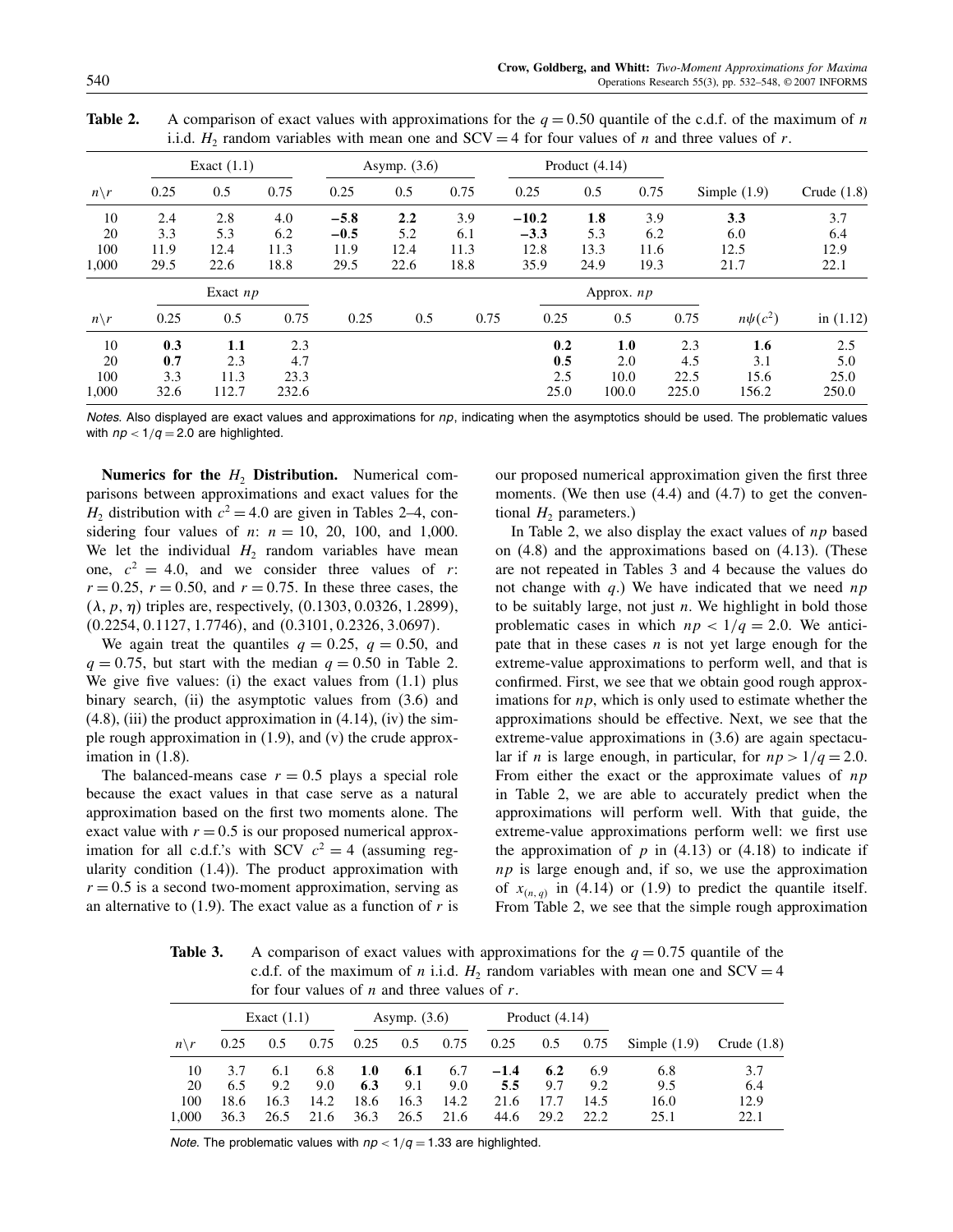**Table 2.** A comparison of exact values with approximations for the $q = 0.50$ quantile of the c.d.f. of the maximum of $n$ i.i.d. $H_2$ random variables with mean one and SCV $= 4$ for four values of $n$ and three values of $r$.

| | Exact (1.1) | | | Asymp. (3.6) | | | Product (4.14) | | | | |
|---|---|---|---|---|---|---|---|---|---|---|---|
| $n\backslash r$ | 0.25 | 0.5 | 0.75 | 0.25 | 0.5 | 0.75 | 0.25 | 0.5 | 0.75 | Simple (1.9) | Crude (1.8) |
| 10 | 2.4 | 2.8 | 4.0 | **−5.8** | **2.2** | 3.9 | **−10.2** | **1.8** | 3.9 | **3.3** | 3.7 |
| 20 | 3.3 | 5.3 | 6.2 | **−0.5** | 5.2 | 6.1 | **−3.3** | 5.3 | 6.2 | 6.0 | 6.4 |
| 100 | 11.9 | 12.4 | 11.3 | 11.9 | 12.4 | 11.3 | 12.8 | 13.3 | 11.6 | 12.5 | 12.9 |
| 1,000 | 29.5 | 22.6 | 18.8 | 29.5 | 22.6 | 18.8 | 35.9 | 24.9 | 19.3 | 21.7 | 22.1 |
| | Exact $np$ | | | | | | Approx. $np$ | | | | |
| $n\backslash r$ | 0.25 | 0.5 | 0.75 | 0.25 | 0.5 | 0.75 | 0.25 | 0.5 | 0.75 | $n\psi(c^2)$ | in (1.12) |
| 10 | **0.3** | **1.1** | 2.3 | | | | **0.2** | **1.0** | 2.3 | **1.6** | 2.5 |
| 20 | **0.7** | 2.3 | 4.7 | | | | **0.5** | 2.0 | 4.5 | 3.1 | 5.0 |
| 100 | 3.3 | 11.3 | 23.3 | | | | 2.5 | 10.0 | 22.5 | 15.6 | 25.0 |
| 1,000 | 32.6 | 112.7 | 232.6 | | | | 25.0 | 100.0 | 225.0 | 156.2 | 250.0 |

*Notes.* Also displayed are exact values and approximations for $np$, indicating when the asymptotics should be used. The problematic values with $np < 1/q = 2.0$ are highlighted.

**Numerics for the $H_2$ Distribution.** Numerical comparisons between approximations and exact values for the $H_2$ distribution with $c^2 = 4.0$ are given in Tables 2–4, considering four values of $n$: $n = 10$, 20, 100, and 1,000. We let the individual $H_2$ random variables have mean one, $c^2 = 4.0$, and we consider three values of $r$: $r = 0.25$, $r = 0.50$, and $r = 0.75$. In these three cases, the $(\lambda, p, \eta)$ triples are, respectively, $(0.1303, 0.0326, 1.2899)$, $(0.2254, 0.1127, 1.7746)$, and $(0.3101, 0.2326, 3.0697)$.

We again treat the quantiles $q = 0.25$, $q = 0.50$, and $q = 0.75$, but start with the median $q = 0.50$ in Table 2. We give five values: (i) the exact values from (1.1) plus binary search, (ii) the asymptotic values from (3.6) and (4.8), (iii) the product approximation in (4.14), (iv) the simple rough approximation in (1.9), and (v) the crude approximation in (1.8).

The balanced-means case $r = 0.5$ plays a special role because the exact values in that case serve as a natural approximation based on the first two moments alone. The exact value with $r = 0.5$ is our proposed numerical approximation for all c.d.f.'s with SCV $c^2 = 4$ (assuming regularity condition (1.4)). The product approximation with $r = 0.5$ is a second two-moment approximation, serving as an alternative to (1.9). The exact value as a function of $r$ is our proposed numerical approximation given the first three moments. (We then use (4.4) and (4.7) to get the conventional $H_2$ parameters.)

In Table 2, we also display the exact values of $np$ based on (4.8) and the approximations based on (4.13). (These are not repeated in Tables 3 and 4 because the values do not change with $q$.) We have indicated that we need $np$ to be suitably large, not just $n$. We highlight in bold those problematic cases in which $np < 1/q = 2.0$. We anticipate that in these cases $n$ is not yet large enough for the extreme-value approximations to perform well, and that is confirmed. First, we see that we obtain good rough approximations for $np$, which is only used to estimate whether the approximations should be effective. Next, we see that the extreme-value approximations in (3.6) are again spectacular if $n$ is large enough, in particular, for $np > 1/q = 2.0$. From either the exact or the approximate values of $np$ in Table 2, we are able to accurately predict when the approximations will perform well. With that guide, the extreme-value approximations perform well: we first use the approximation of $p$ in (4.13) or (4.18) to indicate if $np$ is large enough and, if so, we use the approximation of $x_{(n,q)}$ in (4.14) or (1.9) to predict the quantile itself. From Table 2, we see that the simple rough approximation

**Table 3.** A comparison of exact values with approximations for the $q = 0.75$ quantile of the c.d.f. of the maximum of $n$ i.i.d. $H_2$ random variables with mean one and SCV $= 4$ for four values of $n$ and three values of $r$.

| | Exact (1.1) | | | Asymp. (3.6) | | | Product (4.14) | | | | |
|---|---|---|---|---|---|---|---|---|---|---|---|
| $n\backslash r$ | 0.25 | 0.5 | 0.75 | 0.25 | 0.5 | 0.75 | 0.25 | 0.5 | 0.75 | Simple (1.9) | Crude (1.8) |
| 10 | 3.7 | 6.1 | 6.8 | **1.0** | **6.1** | 6.7 | **−1.4** | **6.2** | 6.9 | 6.8 | 3.7 |
| 20 | 6.5 | 9.2 | 9.0 | **6.3** | 9.1 | 9.0 | **5.5** | 9.7 | 9.2 | 9.5 | 6.4 |
| 100 | 18.6 | 16.3 | 14.2 | 18.6 | 16.3 | 14.2 | 21.6 | 17.7 | 14.5 | 16.0 | 12.9 |
| 1,000 | 36.3 | 26.5 | 21.6 | 36.3 | 26.5 | 21.6 | 44.6 | 29.2 | 22.2 | 25.1 | 22.1 |

*Note.* The problematic values with $np < 1/q = 1.33$ are highlighted.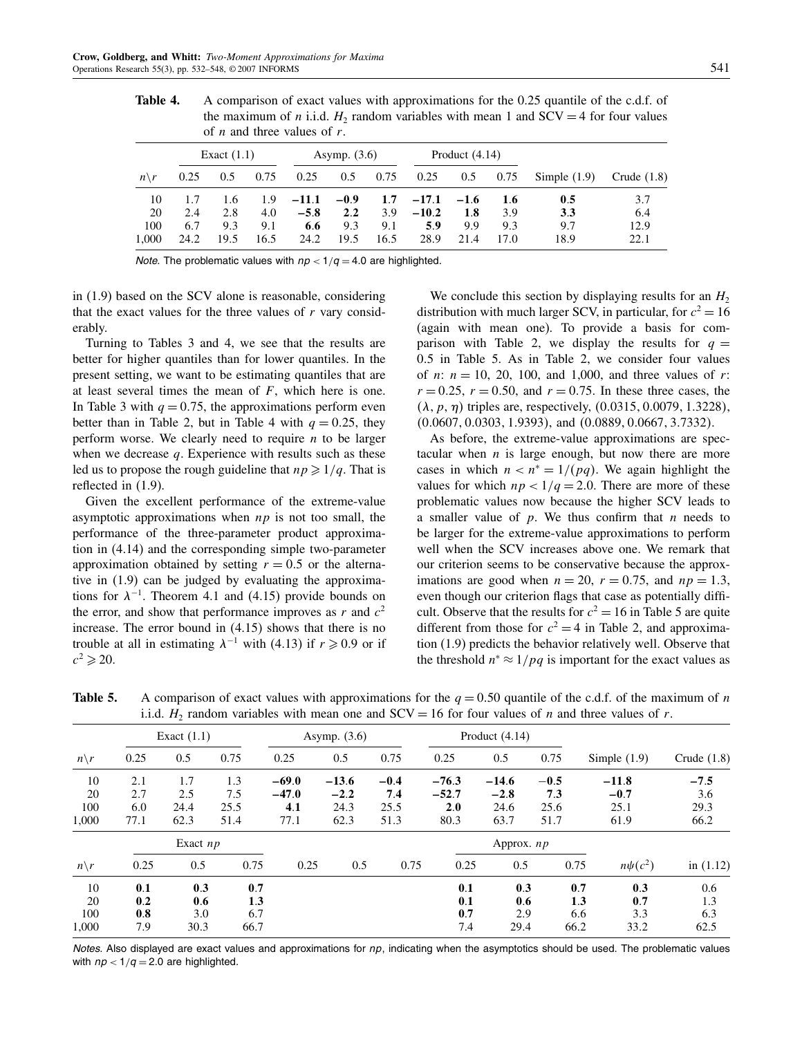**Table 4.** A comparison of exact values with approximations for the 0.25 quantile of the c.d.f. of the maximum of $n$ i.i.d. $H_2$ random variables with mean 1 and SCV = 4 for four values of $n$ and three values of $r$.

| | Exact (1.1) | | | Asymp. (3.6) | | | Product (4.14) | | | | |
|---|---|---|---|---|---|---|---|---|---|---|---|
| $n\backslash r$ | 0.25 | 0.5 | 0.75 | 0.25 | 0.5 | 0.75 | 0.25 | 0.5 | 0.75 | Simple (1.9) | Crude (1.8) |
| 10 | 1.7 | 1.6 | 1.9 | **−11.1** | **−0.9** | **1.7** | **−17.1** | **−1.6** | **1.6** | **0.5** | 3.7 |
| 20 | 2.4 | 2.8 | 4.0 | **−5.8** | **2.2** | 3.9 | **−10.2** | **1.8** | 3.9 | **3.3** | 6.4 |
| 100 | 6.7 | 9.3 | 9.1 | **6.6** | 9.3 | 9.1 | **5.9** | 9.9 | 9.3 | 9.7 | 12.9 |
| 1,000 | 24.2 | 19.5 | 16.5 | 24.2 | 19.5 | 16.5 | 28.9 | 21.4 | 17.0 | 18.9 | 22.1 |

*Note.* The problematic values with $np < 1/q = 4.0$ are highlighted.

in (1.9) based on the SCV alone is reasonable, considering that the exact values for the three values of $r$ vary considerably.

Turning to Tables 3 and 4, we see that the results are better for higher quantiles than for lower quantiles. In the present setting, we want to be estimating quantiles that are at least several times the mean of $F$, which here is one. In Table 3 with $q = 0.75$, the approximations perform even better than in Table 2, but in Table 4 with $q = 0.25$, they perform worse. We clearly need to require $n$ to be larger when we decrease $q$. Experience with results such as these led us to propose the rough guideline that $np \geqslant 1/q$. That is reflected in (1.9).

Given the excellent performance of the extreme-value asymptotic approximations when $np$ is not too small, the performance of the three-parameter product approximation in (4.14) and the corresponding simple two-parameter approximation obtained by setting $r = 0.5$ or the alternative in (1.9) can be judged by evaluating the approximations for $\lambda^{-1}$. Theorem 4.1 and (4.15) provide bounds on the error, and show that performance improves as $r$ and $c^2$ increase. The error bound in (4.15) shows that there is no trouble at all in estimating $\lambda^{-1}$ with (4.13) if $r \geqslant 0.9$ or if $c^2 \geqslant 20$.

We conclude this section by displaying results for an $H_2$ distribution with much larger SCV, in particular, for $c^2 = 16$ (again with mean one). To provide a basis for comparison with Table 2, we display the results for $q = 0.5$ in Table 5. As in Table 2, we consider four values of $n$: $n = 10$, 20, 100, and 1,000, and three values of $r$: $r = 0.25$, $r = 0.50$, and $r = 0.75$. In these three cases, the $(\lambda, p, \eta)$ triples are, respectively, $(0.0315, 0.0079, 1.3228)$, $(0.0607, 0.0303, 1.9393)$, and $(0.0889, 0.0667, 3.7332)$.

As before, the extreme-value approximations are spectacular when $n$ is large enough, but now there are more cases in which $n < n^* = 1/(pq)$. We again highlight the values for which $np < 1/q = 2.0$. There are more of these problematic values now because the higher SCV leads to a smaller value of $p$. We thus confirm that $n$ needs to be larger for the extreme-value approximations to perform well when the SCV increases above one. We remark that our criterion seems to be conservative because the approximations are good when $n = 20$, $r = 0.75$, and $np = 1.3$, even though our criterion flags that case as potentially difficult. Observe that the results for $c^2 = 16$ in Table 5 are quite different from those for $c^2 = 4$ in Table 2, and approximation (1.9) predicts the behavior relatively well. Observe that the threshold $n^* \approx 1/pq$ is important for the exact values as

**Table 5.** A comparison of exact values with approximations for the $q = 0.50$ quantile of the c.d.f. of the maximum of $n$ i.i.d. $H_2$ random variables with mean one and SCV = 16 for four values of $n$ and three values of $r$.

| | Exact (1.1) | | | Asymp. (3.6) | | | Product (4.14) | | | | |
|---|---|---|---|---|---|---|---|---|---|---|---|
| $n\backslash r$ | 0.25 | 0.5 | 0.75 | 0.25 | 0.5 | 0.75 | 0.25 | 0.5 | 0.75 | Simple (1.9) | Crude (1.8) |
| 10 | 2.1 | 1.7 | 1.3 | **−69.0** | **−13.6** | **−0.4** | **−76.3** | **−14.6** | **−0.5** | **−11.8** | **−7.5** |
| 20 | 2.7 | 2.5 | 7.5 | **−47.0** | **−2.2** | **7.4** | **−52.7** | **−2.8** | **7.3** | **−0.7** | 3.6 |
| 100 | 6.0 | 24.4 | 25.5 | **4.1** | 24.3 | 25.5 | **2.0** | 24.6 | 25.6 | 25.1 | 29.3 |
| 1,000 | 77.1 | 62.3 | 51.4 | 77.1 | 62.3 | 51.3 | 80.3 | 63.7 | 51.7 | 61.9 | 66.2 |
| | Exact $np$ | | | | | | Approx. $np$ | | | | |
| $n\backslash r$ | 0.25 | 0.5 | 0.75 | 0.25 | 0.5 | 0.75 | 0.25 | 0.5 | 0.75 | $n\psi(c^2)$ | in (1.12) |
| 10 | **0.1** | **0.3** | **0.7** | | | | **0.1** | **0.3** | **0.7** | **0.3** | 0.6 |
| 20 | **0.2** | **0.6** | **1.3** | | | | **0.1** | **0.6** | **1.3** | **0.7** | 1.3 |
| 100 | **0.8** | 3.0 | 6.7 | | | | **0.7** | 2.9 | 6.6 | 3.3 | 6.3 |
| 1,000 | 7.9 | 30.3 | 66.7 | | | | 7.4 | 29.4 | 66.2 | 33.2 | 62.5 |

*Notes.* Also displayed are exact values and approximations for $np$, indicating when the asymptotics should be used. The problematic values with $np < 1/q = 2.0$ are highlighted.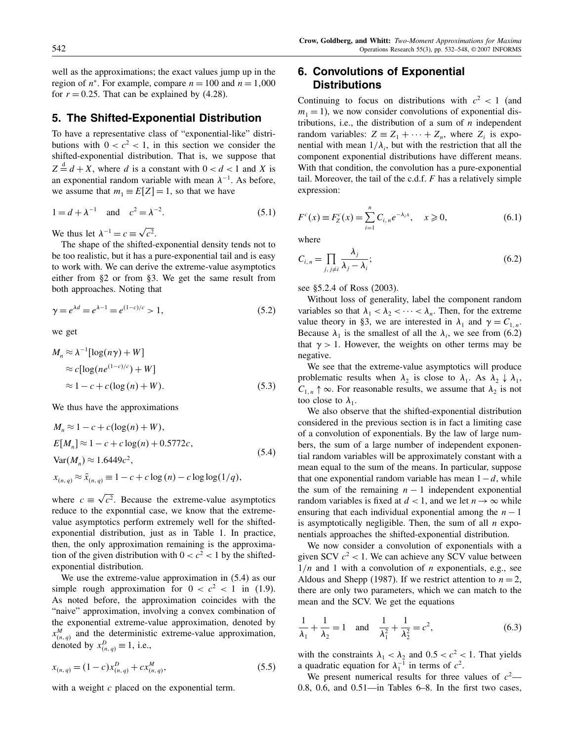well as the approximations; the exact values jump up in the region of $n^*$. For example, compare $n = 100$ and $n = 1{,}000$ for $r = 0.25$. That can be explained by (4.28).

## 5. The Shifted-Exponential Distribution

To have a representative class of "exponential-like" distributions with $0 < c^2 < 1$, in this section we consider the shifted-exponential distribution. That is, we suppose that $Z \stackrel{\mathrm{d}}{=} d + X$, where $d$ is a constant with $0 < d < 1$ and $X$ is an exponential random variable with mean $\lambda^{-1}$. As before, we assume that $m_1 \equiv E[Z] = 1$, so that we have

$$1 = d + \lambda^{-1} \quad \text{and} \quad c^2 = \lambda^{-2}. \tag{5.1}$$

We thus let $\lambda^{-1} = c \equiv \sqrt{c^2}$.

The shape of the shifted-exponential density tends not to be too realistic, but it has a pure-exponential tail and is easy to work with. We can derive the extreme-value asymptotics either from §2 or from §3. We get the same result from both approaches. Noting that

$$\gamma = e^{\lambda d} = e^{\lambda - 1} = e^{(1-c)/c} > 1, \tag{5.2}$$

we get

$$\begin{aligned} M_n &\approx \lambda^{-1}[\log(n\gamma) + W] \\ &\approx c[\log(ne^{(1-c)/c}) + W] \\ &\approx 1 - c + c(\log(n) + W). \end{aligned} \tag{5.3}$$

We thus have the approximations

$$\begin{aligned} M_n &\approx 1 - c + c(\log(n) + W), \\ E[M_n] &\approx 1 - c + c\log(n) + 0.5772c, \\ \mathrm{Var}(M_n) &\approx 1.6449c^2, \\ x_{(n,q)} &\approx \tilde{x}_{(n,q)} \equiv 1 - c + c\log(n) - c\log\log(1/q), \end{aligned} \tag{5.4}$$

where $c \equiv \sqrt{c^2}$. Because the extreme-value asymptotics reduce to the exponntial case, we know that the extreme-value asymptotics perform extremely well for the shifted-exponential distribution, just as in Table 1. In practice, then, the only approximation remaining is the approximation of the given distribution with $0 < c^2 < 1$ by the shifted-exponential distribution.

We use the extreme-value approximation in (5.4) as our simple rough approximation for $0 < c^2 < 1$ in (1.9). As noted before, the approximation coincides with the "naive" approximation, involving a convex combination of the exponential extreme-value approximation, denoted by $x^M_{(n,q)}$ and the deterministic extreme-value approximation, denoted by $x^D_{(n,q)} \equiv 1$, i.e.,

$$x_{(n,q)} = (1 - c)x^D_{(n,q)} + cx^M_{(n,q)}, \tag{5.5}$$

with a weight $c$ placed on the exponential term.

## 6. Convolutions of Exponential Distributions

Continuing to focus on distributions with $c^2 < 1$ (and $m_1 = 1$), we now consider convolutions of exponential distributions, i.e., the distribution of a sum of $n$ independent random variables: $Z \equiv Z_1 + \cdots + Z_n$, where $Z_i$ is exponential with mean $1/\lambda_i$, but with the restriction that all the component exponential distributions have different means. With that condition, the convolution has a pure-exponential tail. Moreover, the tail of the c.d.f. $F$ has a relatively simple expression:

$$F^c(x) \equiv F^c_Z(x) = \sum_{i=1}^{n} C_{i,n} e^{-\lambda_i x}, \quad x \geqslant 0, \tag{6.1}$$

where

$$C_{i,n} = \prod_{j,\, j \neq i} \frac{\lambda_j}{\lambda_j - \lambda_i}; \tag{6.2}$$

see §5.2.4 of Ross (2003).

Without loss of generality, label the component random variables so that $\lambda_1 < \lambda_2 < \cdots < \lambda_n$. Then, for the extreme value theory in §3, we are interested in $\lambda_1$ and $\gamma = C_{1,n}$. Because $\lambda_1$ is the smallest of all the $\lambda_i$, we see from (6.2) that $\gamma > 1$. However, the weights on other terms may be negative.

We see that the extreme-value asymptotics will produce problematic results when $\lambda_2$ is close to $\lambda_1$. As $\lambda_2 \downarrow \lambda_1$, $C_{1,n} \uparrow \infty$. For reasonable results, we assume that $\lambda_2$ is not too close to $\lambda_1$.

We also observe that the shifted-exponential distribution considered in the previous section is in fact a limiting case of a convolution of exponentials. By the law of large numbers, the sum of a large number of independent exponential random variables will be approximately constant with a mean equal to the sum of the means. In particular, suppose that one exponential random variable has mean $1 - d$, while the sum of the remaining $n - 1$ independent exponential random variables is fixed at $d < 1$, and we let $n \to \infty$ while ensuring that each individual exponential among the $n - 1$ is asymptotically negligible. Then, the sum of all $n$ exponentials approaches the shifted-exponential distribution.

We now consider a convolution of exponentials with a given SCV $c^2 < 1$. We can achieve any SCV value between $1/n$ and 1 with a convolution of $n$ exponentials, e.g., see Aldous and Shepp (1987). If we restrict attention to $n = 2$, there are only two parameters, which we can match to the mean and the SCV. We get the equations

$$\frac{1}{\lambda_1} + \frac{1}{\lambda_2} = 1 \quad \text{and} \quad \frac{1}{\lambda_1^2} + \frac{1}{\lambda_2^2} = c^2, \tag{6.3}$$

with the constraints $\lambda_1 < \lambda_2$ and $0.5 < c^2 < 1$. That yields a quadratic equation for $\lambda_1^{-1}$ in terms of $c^2$.

We present numerical results for three values of $c^2$—0.8, 0.6, and 0.51—in Tables 6–8. In the first two cases,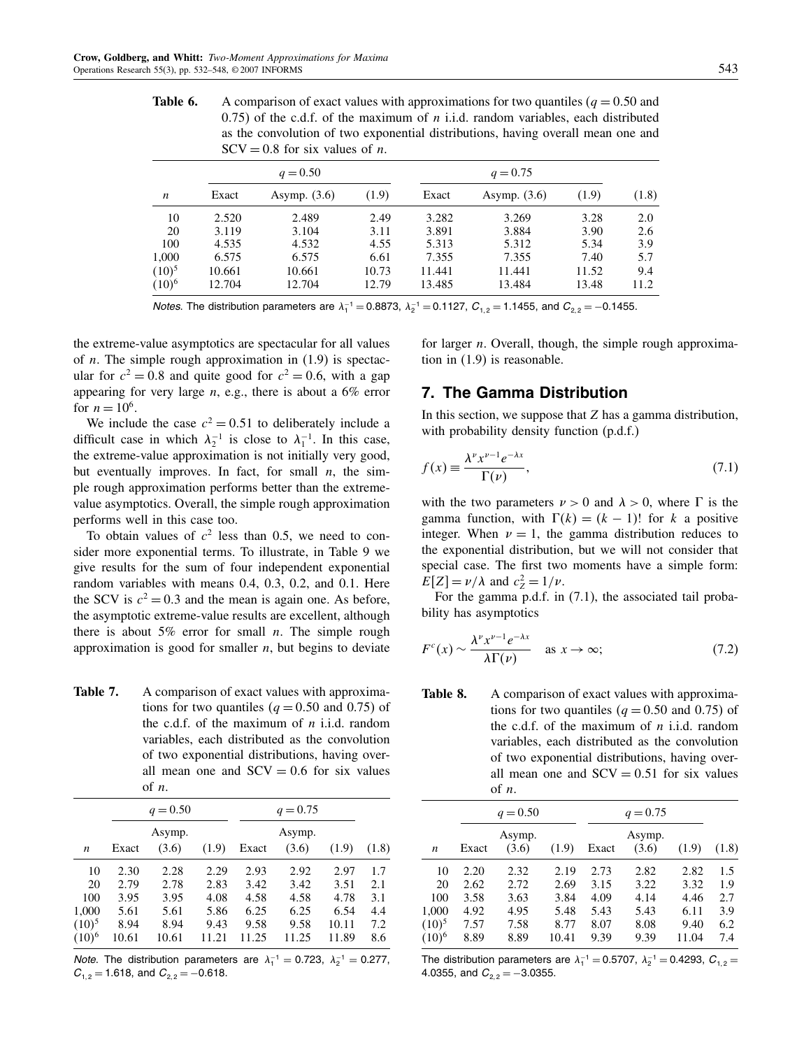**Table 6.** A comparison of exact values with approximations for two quantiles ($q = 0.50$ and 0.75) of the c.d.f. of the maximum of $n$ i.i.d. random variables, each distributed as the convolution of two exponential distributions, having overall mean one and SCV = 0.8 for six values of $n$.

| | $q = 0.50$ | | | $q = 0.75$ | | | |
|---|---|---|---|---|---|---|---|
| $n$ | Exact | Asymp. (3.6) | (1.9) | Exact | Asymp. (3.6) | (1.9) | (1.8) |
| 10 | 2.520 | 2.489 | 2.49 | 3.282 | 3.269 | 3.28 | 2.0 |
| 20 | 3.119 | 3.104 | 3.11 | 3.891 | 3.884 | 3.90 | 2.6 |
| 100 | 4.535 | 4.532 | 4.55 | 5.313 | 5.312 | 5.34 | 3.9 |
| 1,000 | 6.575 | 6.575 | 6.61 | 7.355 | 7.355 | 7.40 | 5.7 |
| $(10)^5$ | 10.661 | 10.661 | 10.73 | 11.441 | 11.441 | 11.52 | 9.4 |
| $(10)^6$ | 12.704 | 12.704 | 12.79 | 13.485 | 13.484 | 13.48 | 11.2 |

*Notes.* The distribution parameters are $\lambda_1^{-1} = 0.8873$, $\lambda_2^{-1} = 0.1127$, $C_{1,2} = 1.1455$, and $C_{2,2} = -0.1455$.

the extreme-value asymptotics are spectacular for all values of $n$. The simple rough approximation in (1.9) is spectacular for $c^2 = 0.8$ and quite good for $c^2 = 0.6$, with a gap appearing for very large $n$, e.g., there is about a 6% error for $n = 10^6$.

We include the case $c^2 = 0.51$ to deliberately include a difficult case in which $\lambda_2^{-1}$ is close to $\lambda_1^{-1}$. In this case, the extreme-value approximation is not initially very good, but eventually improves. In fact, for small $n$, the simple rough approximation performs better than the extreme-value asymptotics. Overall, the simple rough approximation performs well in this case too.

To obtain values of $c^2$ less than 0.5, we need to consider more exponential terms. To illustrate, in Table 9 we give results for the sum of four independent exponential random variables with means 0.4, 0.3, 0.2, and 0.1. Here the SCV is $c^2 = 0.3$ and the mean is again one. As before, the asymptotic extreme-value results are excellent, although there is about 5% error for small $n$. The simple rough approximation is good for smaller $n$, but begins to deviate for larger $n$. Overall, though, the simple rough approximation in (1.9) is reasonable.

**Table 7.** A comparison of exact values with approximations for two quantiles ($q = 0.50$ and 0.75) of the c.d.f. of the maximum of $n$ i.i.d. random variables, each distributed as the convolution of two exponential distributions, having overall mean one and SCV = 0.6 for six values of $n$.

| | $q = 0.50$ | | | $q = 0.75$ | | | |
|---|---|---|---|---|---|---|---|
| $n$ | Exact | Asymp. (3.6) | (1.9) | Exact | Asymp. (3.6) | (1.9) | (1.8) |
| 10 | 2.30 | 2.28 | 2.29 | 2.93 | 2.92 | 2.97 | 1.7 |
| 20 | 2.79 | 2.78 | 2.83 | 3.42 | 3.42 | 3.51 | 2.1 |
| 100 | 3.95 | 3.95 | 4.08 | 4.58 | 4.58 | 4.78 | 3.1 |
| 1,000 | 5.61 | 5.61 | 5.86 | 6.25 | 6.25 | 6.54 | 4.4 |
| $(10)^5$ | 8.94 | 8.94 | 9.43 | 9.58 | 9.58 | 10.11 | 7.2 |
| $(10)^6$ | 10.61 | 10.61 | 11.21 | 11.25 | 11.25 | 11.89 | 8.6 |

*Note.* The distribution parameters are $\lambda_1^{-1} = 0.723$, $\lambda_2^{-1} = 0.277$, $C_{1,2} = 1.618$, and $C_{2,2} = -0.618$.

## 7. The Gamma Distribution

In this section, we suppose that $Z$ has a gamma distribution, with probability density function (p.d.f.)

$$f(x) \equiv \frac{\lambda^{\nu} x^{\nu-1} e^{-\lambda x}}{\Gamma(\nu)}, \tag{7.1}$$

with the two parameters $\nu > 0$ and $\lambda > 0$, where $\Gamma$ is the gamma function, with $\Gamma(k) = (k-1)!$ for $k$ a positive integer. When $\nu = 1$, the gamma distribution reduces to the exponential distribution, but we will not consider that special case. The first two moments have a simple form: $E[Z] = \nu/\lambda$ and $c_Z^2 = 1/\nu$.

For the gamma p.d.f. in (7.1), the associated tail probability has asymptotics

$$F^c(x) \sim \frac{\lambda^{\nu} x^{\nu-1} e^{-\lambda x}}{\lambda \Gamma(\nu)} \quad \text{as } x \to \infty; \tag{7.2}$$

**Table 8.** A comparison of exact values with approximations for two quantiles ($q = 0.50$ and 0.75) of the c.d.f. of the maximum of $n$ i.i.d. random variables, each distributed as the convolution of two exponential distributions, having overall mean one and SCV = 0.51 for six values of $n$.

| | $q = 0.50$ | | | $q = 0.75$ | | | |
|---|---|---|---|---|---|---|---|
| $n$ | Exact | Asymp. (3.6) | (1.9) | Exact | Asymp. (3.6) | (1.9) | (1.8) |
| 10 | 2.20 | 2.32 | 2.19 | 2.73 | 2.82 | 2.82 | 1.5 |
| 20 | 2.62 | 2.72 | 2.69 | 3.15 | 3.22 | 3.32 | 1.9 |
| 100 | 3.58 | 3.63 | 3.84 | 4.09 | 4.14 | 4.46 | 2.7 |
| 1,000 | 4.92 | 4.95 | 5.48 | 5.43 | 5.43 | 6.11 | 3.9 |
| $(10)^5$ | 7.57 | 7.58 | 8.77 | 8.07 | 8.08 | 9.40 | 6.2 |
| $(10)^6$ | 8.89 | 8.89 | 10.41 | 9.39 | 9.39 | 11.04 | 7.4 |

The distribution parameters are $\lambda_1^{-1} = 0.5707$, $\lambda_2^{-1} = 0.4293$, $C_{1,2} = 4.0355$, and $C_{2,2} = -3.0355$.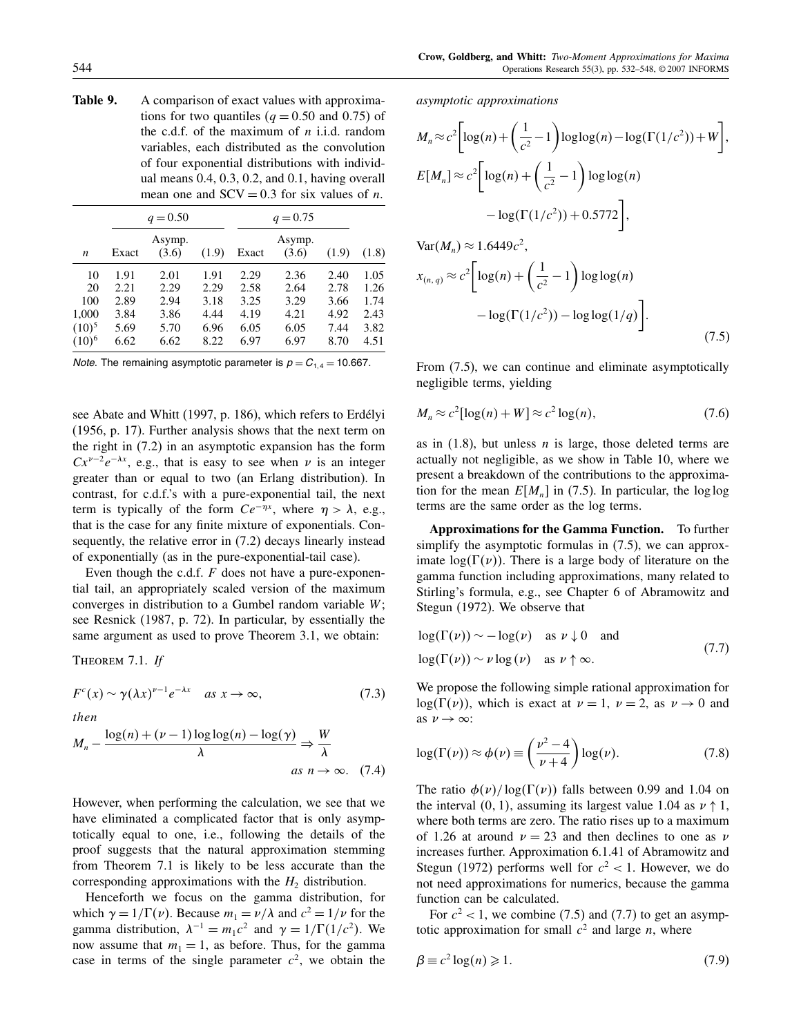**Table 9.** A comparison of exact values with approximations for two quantiles ($q = 0.50$ and 0.75) of the c.d.f. of the maximum of $n$ i.i.d. random variables, each distributed as the convolution of four exponential distributions with individual means 0.4, 0.3, 0.2, and 0.1, having overall mean one and SCV = 0.3 for six values of $n$.

| | $q = 0.50$ | | | $q = 0.75$ | | | |
|---|---|---|---|---|---|---|---|
| $n$ | Exact | Asymp. (3.6) | (1.9) | Exact | Asymp. (3.6) | (1.9) | (1.8) |
| 10 | 1.91 | 2.01 | 1.91 | 2.29 | 2.36 | 2.40 | 1.05 |
| 20 | 2.21 | 2.29 | 2.29 | 2.58 | 2.64 | 2.78 | 1.26 |
| 100 | 2.89 | 2.94 | 3.18 | 3.25 | 3.29 | 3.66 | 1.74 |
| 1,000 | 3.84 | 3.86 | 4.44 | 4.19 | 4.21 | 4.92 | 2.43 |
| $(10)^5$ | 5.69 | 5.70 | 6.96 | 6.05 | 6.05 | 7.44 | 3.82 |
| $(10)^6$ | 6.62 | 6.62 | 8.22 | 6.97 | 6.97 | 8.70 | 4.51 |

*Note.* The remaining asymptotic parameter is $p = C_{1,4} = 10.667$.

see Abate and Whitt (1997, p. 186), which refers to Erdélyi (1956, p. 17). Further analysis shows that the next term on the right in (7.2) in an asymptotic expansion has the form $Cx^{\nu-2}e^{-\lambda x}$, e.g., that is easy to see when $\nu$ is an integer greater than or equal to two (an Erlang distribution). In contrast, for c.d.f.'s with a pure-exponential tail, the next term is typically of the form $Ce^{-\eta x}$, where $\eta > \lambda$, e.g., that is the case for any finite mixture of exponentials. Consequently, the relative error in (7.2) decays linearly instead of exponentially (as in the pure-exponential-tail case).

Even though the c.d.f. $F$ does not have a pure-exponential tail, an appropriately scaled version of the maximum converges in distribution to a Gumbel random variable $W$; see Resnick (1987, p. 72). In particular, by essentially the same argument as used to prove Theorem 3.1, we obtain:

THEOREM 7.1. *If*

$$F^c(x) \sim \gamma(\lambda x)^{\nu-1}e^{-\lambda x} \quad \text{as } x \to \infty, \tag{7.3}$$

*then*

$$M_n - \frac{\log(n) + (\nu-1)\log\log(n) - \log(\gamma)}{\lambda} \Rightarrow \frac{W}{\lambda} \quad \text{as } n \to \infty. \tag{7.4}$$

However, when performing the calculation, we see that we have eliminated a complicated factor that is only asymptotically equal to one, i.e., following the details of the proof suggests that the natural approximation stemming from Theorem 7.1 is likely to be less accurate than the corresponding approximations with the $H_2$ distribution.

Henceforth we focus on the gamma distribution, for which $\gamma = 1/\Gamma(\nu)$. Because $m_1 = \nu/\lambda$ and $c^2 = 1/\nu$ for the gamma distribution, $\lambda^{-1} = m_1 c^2$ and $\gamma = 1/\Gamma(1/c^2)$. We now assume that $m_1 = 1$, as before. Thus, for the gamma case in terms of the single parameter $c^2$, we obtain the asymptotic approximations

$$
\begin{aligned}
M_n &\approx c^2\left[\log(n) + \left(\frac{1}{c^2}-1\right)\log\log(n) - \log(\Gamma(1/c^2)) + W\right],\\
E[M_n] &\approx c^2\left[\log(n) + \left(\frac{1}{c^2}-1\right)\log\log(n) - \log(\Gamma(1/c^2)) + 0.5772\right],\\
\mathrm{Var}(M_n) &\approx 1.6449c^2,\\
x_{(n,q)} &\approx c^2\left[\log(n) + \left(\frac{1}{c^2}-1\right)\log\log(n) - \log(\Gamma(1/c^2)) - \log\log(1/q)\right].
\end{aligned} \tag{7.5}
$$

From (7.5), we can continue and eliminate asymptotically negligible terms, yielding

$$M_n \approx c^2[\log(n) + W] \approx c^2\log(n), \tag{7.6}$$

as in (1.8), but unless $n$ is large, those deleted terms are actually not negligible, as we show in Table 10, where we present a breakdown of the contributions to the approximation for the mean $E[M_n]$ in (7.5). In particular, the log log terms are the same order as the log terms.

**Approximations for the Gamma Function.** To further simplify the asymptotic formulas in (7.5), we can approximate $\log(\Gamma(\nu))$. There is a large body of literature on the gamma function including approximations, many related to Stirling's formula, e.g., see Chapter 6 of Abramowitz and Stegun (1972). We observe that

$$\log(\Gamma(\nu)) \sim -\log(\nu) \quad \text{as } \nu \downarrow 0 \quad \text{and} \qquad \log(\Gamma(\nu)) \sim \nu\log(\nu) \quad \text{as } \nu \uparrow \infty. \tag{7.7}$$

We propose the following simple rational approximation for $\log(\Gamma(\nu))$, which is exact at $\nu = 1$, $\nu = 2$, as $\nu \to 0$ and as $\nu \to \infty$:

$$\log(\Gamma(\nu)) \approx \phi(\nu) \equiv \left(\frac{\nu^2 - 4}{\nu + 4}\right)\log(\nu). \tag{7.8}$$

The ratio $\phi(\nu)/\log(\Gamma(\nu))$ falls between 0.99 and 1.04 on the interval $(0, 1)$, assuming its largest value 1.04 as $\nu \uparrow 1$, where both terms are zero. The ratio rises up to a maximum of 1.26 at around $\nu = 23$ and then declines to one as $\nu$ increases further. Approximation 6.1.41 of Abramowitz and Stegun (1972) performs well for $c^2 < 1$. However, we do not need approximations for numerics, because the gamma function can be calculated.

For $c^2 < 1$, we combine (7.5) and (7.7) to get an asymptotic approximation for small $c^2$ and large $n$, where

$$\beta \equiv c^2\log(n) \geqslant 1. \tag{7.9}$$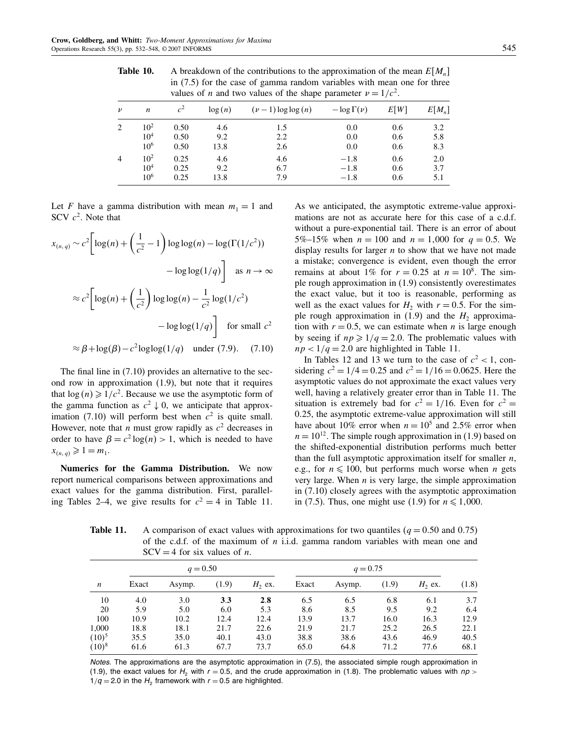**Table 10.** A breakdown of the contributions to the approximation of the mean $E[M_n]$ in (7.5) for the case of gamma random variables with mean one for three values of $n$ and two values of the shape parameter $\nu = 1/c^2$.

| $\nu$ | $n$ | $c^2$ | $\log(n)$ | $(\nu-1)\log\log(n)$ | $-\log\Gamma(\nu)$ | $E[W]$ | $E[M_n]$ |
|---|---|---|---|---|---|---|---|
| 2 | $10^2$ | 0.50 | 4.6 | 1.5 | 0.0 | 0.6 | 3.2 |
| | $10^4$ | 0.50 | 9.2 | 2.2 | 0.0 | 0.6 | 5.8 |
| | $10^6$ | 0.50 | 13.8 | 2.6 | 0.0 | 0.6 | 8.3 |
| 4 | $10^2$ | 0.25 | 4.6 | 4.6 | −1.8 | 0.6 | 2.0 |
| | $10^4$ | 0.25 | 9.2 | 6.7 | −1.8 | 0.6 | 3.7 |
| | $10^6$ | 0.25 | 13.8 | 7.9 | −1.8 | 0.6 | 5.1 |

Let $F$ have a gamma distribution with mean $m_1 = 1$ and SCV $c^2$. Note that

$$
\begin{aligned}
x_{(n,q)} &\sim c^2\left[\log(n) + \left(\frac{1}{c^2} - 1\right)\log\log(n) - \log(\Gamma(1/c^2)) - \log\log(1/q)\right] \quad \text{as } n \to \infty \\
&\approx c^2\left[\log(n) + \left(\frac{1}{c^2}\right)\log\log(n) - \frac{1}{c^2}\log(1/c^2) - \log\log(1/q)\right] \quad \text{for small } c^2 \\
&\approx \beta + \log(\beta) - c^2 \log\log(1/q) \quad \text{under (7.9).} \qquad (7.10)
\end{aligned}
$$

The final line in (7.10) provides an alternative to the second row in approximation (1.9), but note that it requires that $\log(n) \geqslant 1/c^2$. Because we use the asymptotic form of the gamma function as $c^2 \downarrow 0$, we anticipate that approximation (7.10) will perform best when $c^2$ is quite small. However, note that $n$ must grow rapidly as $c^2$ decreases in order to have $\beta = c^2 \log(n) > 1$, which is needed to have $x_{(n,q)} \geqslant 1 = m_1$.

**Numerics for the Gamma Distribution.** We now report numerical comparisons between approximations and exact values for the gamma distribution. First, paralleling Tables 2–4, we give results for $c^2 = 4$ in Table 11. As we anticipated, the asymptotic extreme-value approximations are not as accurate here for this case of a c.d.f. without a pure-exponential tail. There is an error of about 5%–15% when $n = 100$ and $n = 1{,}000$ for $q = 0.5$. We display results for larger $n$ to show that we have not made a mistake; convergence is evident, even though the error remains at about 1% for $r = 0.25$ at $n = 10^8$. The simple rough approximation in (1.9) consistently overestimates the exact value, but it too is reasonable, performing as well as the exact values for $H_2$ with $r = 0.5$. For the simple rough approximation in (1.9) and the $H_2$ approximation with $r = 0.5$, we can estimate when $n$ is large enough by seeing if $np \geqslant 1/q = 2.0$. The problematic values with $np < 1/q = 2.0$ are highlighted in Table 11.

In Tables 12 and 13 we turn to the case of $c^2 < 1$, considering $c^2 = 1/4 = 0.25$ and $c^2 = 1/16 = 0.0625$. Here the asymptotic values do not approximate the exact values very well, having a relatively greater error than in Table 11. The situation is extremely bad for $c^2 = 1/16$. Even for $c^2 = 0.25$, the asymptotic extreme-value approximation will still have about 10% error when $n = 10^5$ and 2.5% error when $n = 10^{12}$. The simple rough approximation in (1.9) based on the shifted-exponential distribution performs much better than the full asymptotic approximation itself for smaller $n$, e.g., for $n \leqslant 100$, but performs much worse when $n$ gets very large. When $n$ is very large, the simple approximation in (7.10) closely agrees with the asymptotic approximation in (7.5). Thus, one might use (1.9) for $n \leqslant 1{,}000$.

**Table 11.** A comparison of exact values with approximations for two quantiles ($q = 0.50$ and 0.75) of the c.d.f. of the maximum of $n$ i.i.d. gamma random variables with mean one and SCV = 4 for six values of $n$.

| | $q = 0.50$ | | | | $q = 0.75$ | | | | |
|---|---|---|---|---|---|---|---|---|---|
| $n$ | Exact | Asymp. | (1.9) | $H_2$ ex. | Exact | Asymp. | (1.9) | $H_2$ ex. | (1.8) |
| 10 | 4.0 | 3.0 | **3.3** | **2.8** | 6.5 | 6.5 | 6.8 | 6.1 | 3.7 |
| 20 | 5.9 | 5.0 | 6.0 | 5.3 | 8.6 | 8.5 | 9.5 | 9.2 | 6.4 |
| 100 | 10.9 | 10.2 | 12.4 | 12.4 | 13.9 | 13.7 | 16.0 | 16.3 | 12.9 |
| 1,000 | 18.8 | 18.1 | 21.7 | 22.6 | 21.9 | 21.7 | 25.2 | 26.5 | 22.1 |
| $(10)^5$ | 35.5 | 35.0 | 40.1 | 43.0 | 38.8 | 38.6 | 43.6 | 46.9 | 40.5 |
| $(10)^8$ | 61.6 | 61.3 | 67.7 | 73.7 | 65.0 | 64.8 | 71.2 | 77.6 | 68.1 |

*Notes.* The approximations are the asymptotic approximation in (7.5), the associated simple rough approximation in (1.9), the exact values for $H_2$ with $r = 0.5$, and the crude approximation in (1.8). The problematic values with $np > 1/q = 2.0$ in the $H_2$ framework with $r = 0.5$ are highlighted.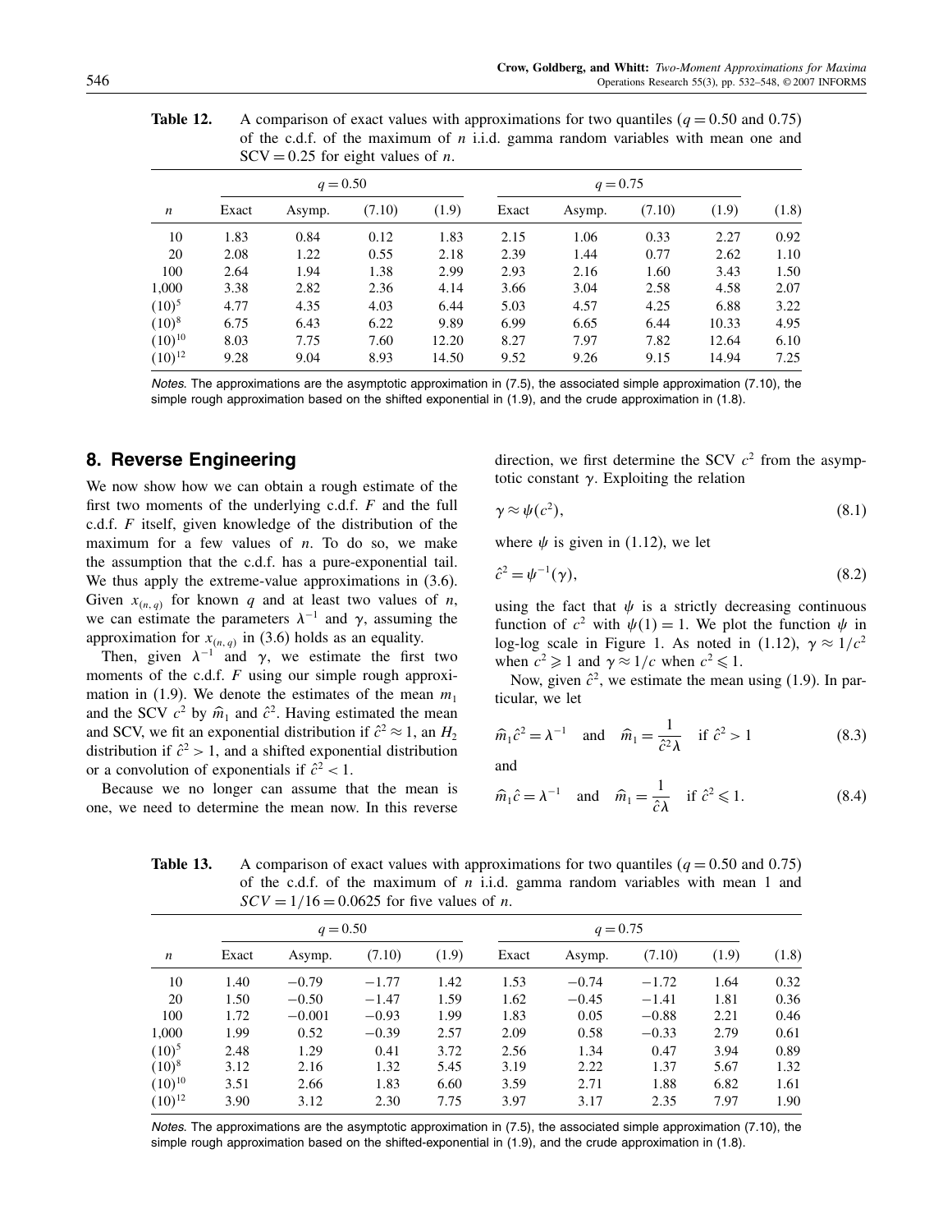**Table 12.** A comparison of exact values with approximations for two quantiles ($q = 0.50$ and $0.75$) of the c.d.f. of the maximum of $n$ i.i.d. gamma random variables with mean one and SCV $= 0.25$ for eight values of $n$.

| | $q = 0.50$ | | | | $q = 0.75$ | | | | |
|---|---|---|---|---|---|---|---|---|---|
| $n$ | Exact | Asymp. | (7.10) | (1.9) | Exact | Asymp. | (7.10) | (1.9) | (1.8) |
| 10 | 1.83 | 0.84 | 0.12 | 1.83 | 2.15 | 1.06 | 0.33 | 2.27 | 0.92 |
| 20 | 2.08 | 1.22 | 0.55 | 2.18 | 2.39 | 1.44 | 0.77 | 2.62 | 1.10 |
| 100 | 2.64 | 1.94 | 1.38 | 2.99 | 2.93 | 2.16 | 1.60 | 3.43 | 1.50 |
| 1,000 | 3.38 | 2.82 | 2.36 | 4.14 | 3.66 | 3.04 | 2.58 | 4.58 | 2.07 |
| $(10)^5$ | 4.77 | 4.35 | 4.03 | 6.44 | 5.03 | 4.57 | 4.25 | 6.88 | 3.22 |
| $(10)^8$ | 6.75 | 6.43 | 6.22 | 9.89 | 6.99 | 6.65 | 6.44 | 10.33 | 4.95 |
| $(10)^{10}$ | 8.03 | 7.75 | 7.60 | 12.20 | 8.27 | 7.97 | 7.82 | 12.64 | 6.10 |
| $(10)^{12}$ | 9.28 | 9.04 | 8.93 | 14.50 | 9.52 | 9.26 | 9.15 | 14.94 | 7.25 |

*Notes.* The approximations are the asymptotic approximation in (7.5), the associated simple approximation (7.10), the simple rough approximation based on the shifted exponential in (1.9), and the crude approximation in (1.8).

## 8. Reverse Engineering

We now show how we can obtain a rough estimate of the first two moments of the underlying c.d.f. $F$ and the full c.d.f. $F$ itself, given knowledge of the distribution of the maximum for a few values of $n$. To do so, we make the assumption that the c.d.f. has a pure-exponential tail. We thus apply the extreme-value approximations in (3.6). Given $x_{(n,q)}$ for known $q$ and at least two values of $n$, we can estimate the parameters $\lambda^{-1}$ and $\gamma$, assuming the approximation for $x_{(n,q)}$ in (3.6) holds as an equality.

Then, given $\lambda^{-1}$ and $\gamma$, we estimate the first two moments of the c.d.f. $F$ using our simple rough approximation in (1.9). We denote the estimates of the mean $m_1$ and the SCV $c^2$ by $\hat{m}_1$ and $\hat{c}^2$. Having estimated the mean and SCV, we fit an exponential distribution if $\hat{c}^2 \approx 1$, an $H_2$ distribution if $\hat{c}^2 > 1$, and a shifted exponential distribution or a convolution of exponentials if $\hat{c}^2 < 1$.

Because we no longer can assume that the mean is one, we need to determine the mean now. In this reverse direction, we first determine the SCV $c^2$ from the asymptotic constant $\gamma$. Exploiting the relation

$$\gamma \approx \psi(c^2), \tag{8.1}$$

where $\psi$ is given in (1.12), we let

$$\hat{c}^2 = \psi^{-1}(\gamma), \tag{8.2}$$

using the fact that $\psi$ is a strictly decreasing continuous function of $c^2$ with $\psi(1) = 1$. We plot the function $\psi$ in log-log scale in Figure 1. As noted in (1.12), $\gamma \approx 1/c^2$ when $c^2 \geqslant 1$ and $\gamma \approx 1/c$ when $c^2 \leqslant 1$.

Now, given $\hat{c}^2$, we estimate the mean using (1.9). In particular, we let

$$\hat{m}_1 \hat{c}^2 = \lambda^{-1} \quad \text{and} \quad \hat{m}_1 = \frac{1}{\hat{c}^2 \lambda} \quad \text{if } \hat{c}^2 > 1 \tag{8.3}$$

and

$$\hat{m}_1 \hat{c} = \lambda^{-1} \quad \text{and} \quad \hat{m}_1 = \frac{1}{\hat{c} \lambda} \quad \text{if } \hat{c}^2 \leqslant 1. \tag{8.4}$$

**Table 13.** A comparison of exact values with approximations for two quantiles ($q = 0.50$ and $0.75$) of the c.d.f. of the maximum of $n$ i.i.d. gamma random variables with mean 1 and $SCV = 1/16 = 0.0625$ for five values of $n$.

| | $q = 0.50$ | | | | $q = 0.75$ | | | | |
|---|---|---|---|---|---|---|---|---|---|
| $n$ | Exact | Asymp. | (7.10) | (1.9) | Exact | Asymp. | (7.10) | (1.9) | (1.8) |
| 10 | 1.40 | −0.79 | −1.77 | 1.42 | 1.53 | −0.74 | −1.72 | 1.64 | 0.32 |
| 20 | 1.50 | −0.50 | −1.47 | 1.59 | 1.62 | −0.45 | −1.41 | 1.81 | 0.36 |
| 100 | 1.72 | −0.001 | −0.93 | 1.99 | 1.83 | 0.05 | −0.88 | 2.21 | 0.46 |
| 1,000 | 1.99 | 0.52 | −0.39 | 2.57 | 2.09 | 0.58 | −0.33 | 2.79 | 0.61 |
| $(10)^5$ | 2.48 | 1.29 | 0.41 | 3.72 | 2.56 | 1.34 | 0.47 | 3.94 | 0.89 |
| $(10)^8$ | 3.12 | 2.16 | 1.32 | 5.45 | 3.19 | 2.22 | 1.37 | 5.67 | 1.32 |
| $(10)^{10}$ | 3.51 | 2.66 | 1.83 | 6.60 | 3.59 | 2.71 | 1.88 | 6.82 | 1.61 |
| $(10)^{12}$ | 3.90 | 3.12 | 2.30 | 7.75 | 3.97 | 3.17 | 2.35 | 7.97 | 1.90 |

*Notes.* The approximations are the asymptotic approximation in (7.5), the associated simple approximation (7.10), the simple rough approximation based on the shifted-exponential in (1.9), and the crude approximation in (1.8).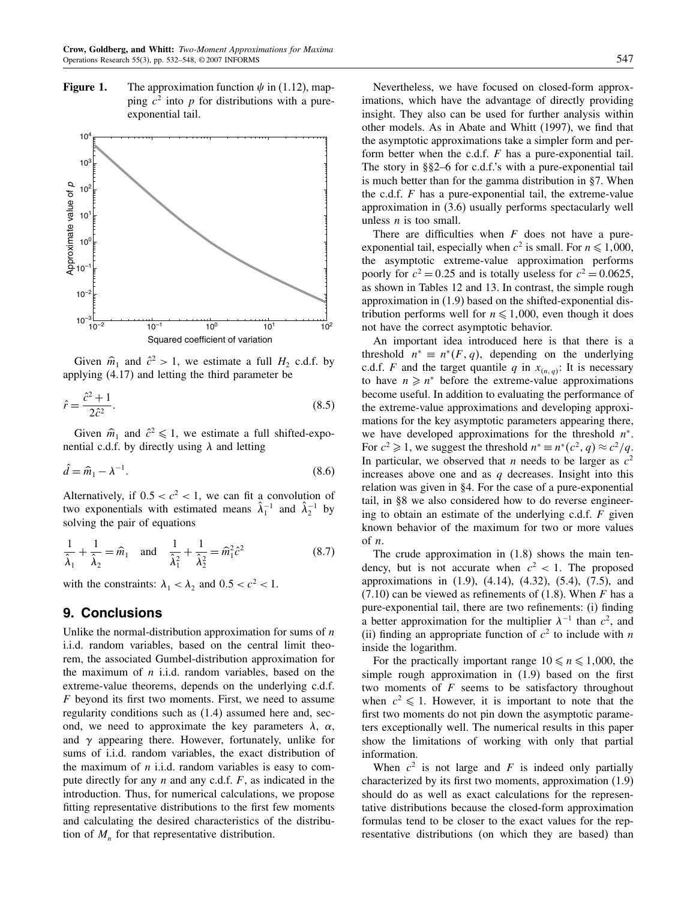**Figure 1.** The approximation function $\psi$ in (1.12), mapping $c^2$ into $p$ for distributions with a pure-exponential tail.

Given $\hat{m}_1$ and $\hat{c}^2 > 1$, we estimate a full $H_2$ c.d.f. by applying (4.17) and letting the third parameter be

$$\hat{r} = \frac{\hat{c}^2 + 1}{2\hat{c}^2}. \tag{8.5}$$

Given $\hat{m}_1$ and $\hat{c}^2 \leqslant 1$, we estimate a full shifted-exponential c.d.f. by directly using $\lambda$ and letting

$$\hat{d} = \hat{m}_1 - \lambda^{-1}. \tag{8.6}$$

Alternatively, if $0.5 < c^2 < 1$, we can fit a convolution of two exponentials with estimated means $\hat{\lambda}_1^{-1}$ and $\hat{\lambda}_2^{-1}$ by solving the pair of equations

$$\frac{1}{\hat{\lambda}_1} + \frac{1}{\hat{\lambda}_2} = \hat{m}_1 \quad \text{and} \quad \frac{1}{\hat{\lambda}_1^2} + \frac{1}{\hat{\lambda}_2^2} = \hat{m}_1^2 \hat{c}^2 \tag{8.7}$$

with the constraints: $\lambda_1 < \lambda_2$ and $0.5 < c^2 < 1$.

## 9. Conclusions

Unlike the normal-distribution approximation for sums of $n$ i.i.d. random variables, based on the central limit theorem, the associated Gumbel-distribution approximation for the maximum of $n$ i.i.d. random variables, based on the extreme-value theorems, depends on the underlying c.d.f. $F$ beyond its first two moments. First, we need to assume regularity conditions such as (1.4) assumed here and, second, we need to approximate the key parameters $\lambda$, $\alpha$, and $\gamma$ appearing there. However, fortunately, unlike for sums of i.i.d. random variables, the exact distribution of the maximum of $n$ i.i.d. random variables is easy to compute directly for any $n$ and any c.d.f. $F$, as indicated in the introduction. Thus, for numerical calculations, we propose fitting representative distributions to the first few moments and calculating the desired characteristics of the distribution of $M_n$ for that representative distribution.

Nevertheless, we have focused on closed-form approximations, which have the advantage of directly providing insight. They also can be used for further analysis within other models. As in Abate and Whitt (1997), we find that the asymptotic approximations take a simpler form and perform better when the c.d.f. $F$ has a pure-exponential tail. The story in §§2–6 for c.d.f.'s with a pure-exponential tail is much better than for the gamma distribution in §7. When the c.d.f. $F$ has a pure-exponential tail, the extreme-value approximation in (3.6) usually performs spectacularly well unless $n$ is too small.

There are difficulties when $F$ does not have a pure-exponential tail, especially when $c^2$ is small. For $n \leqslant 1{,}000$, the asymptotic extreme-value approximation performs poorly for $c^2 = 0.25$ and is totally useless for $c^2 = 0.0625$, as shown in Tables 12 and 13. In contrast, the simple rough approximation in (1.9) based on the shifted-exponential distribution performs well for $n \leqslant 1{,}000$, even though it does not have the correct asymptotic behavior.

An important idea introduced here is that there is a threshold $n^* \equiv n^*(F, q)$, depending on the underlying c.d.f. $F$ and the target quantile $q$ in $x_{(n,q)}$: It is necessary to have $n \geqslant n^*$ before the extreme-value approximations become useful. In addition to evaluating the performance of the extreme-value approximations and developing approximations for the key asymptotic parameters appearing there, we have developed approximations for the threshold $n^*$. For $c^2 \geqslant 1$, we suggest the threshold $n^* \equiv n^*(c^2, q) \approx c^2/q$. In particular, we observed that $n$ needs to be larger as $c^2$ increases above one and as $q$ decreases. Insight into this relation was given in §4. For the case of a pure-exponential tail, in §8 we also considered how to do reverse engineering to obtain an estimate of the underlying c.d.f. $F$ given known behavior of the maximum for two or more values of $n$.

The crude approximation in (1.8) shows the main tendency, but is not accurate when $c^2 < 1$. The proposed approximations in (1.9), (4.14), (4.32), (5.4), (7.5), and (7.10) can be viewed as refinements of (1.8). When $F$ has a pure-exponential tail, there are two refinements: (i) finding a better approximation for the multiplier $\lambda^{-1}$ than $c^2$, and (ii) finding an appropriate function of $c^2$ to include with $n$ inside the logarithm.

For the practically important range $10 \leqslant n \leqslant 1{,}000$, the simple rough approximation in (1.9) based on the first two moments of $F$ seems to be satisfactory throughout when $c^2 \leqslant 1$. However, it is important to note that the first two moments do not pin down the asymptotic parameters exceptionally well. The numerical results in this paper show the limitations of working with only that partial information.

When $c^2$ is not large and $F$ is indeed only partially characterized by its first two moments, approximation (1.9) should do as well as exact calculations for the representative distributions because the closed-form approximation formulas tend to be closer to the exact values for the representative distributions (on which they are based) than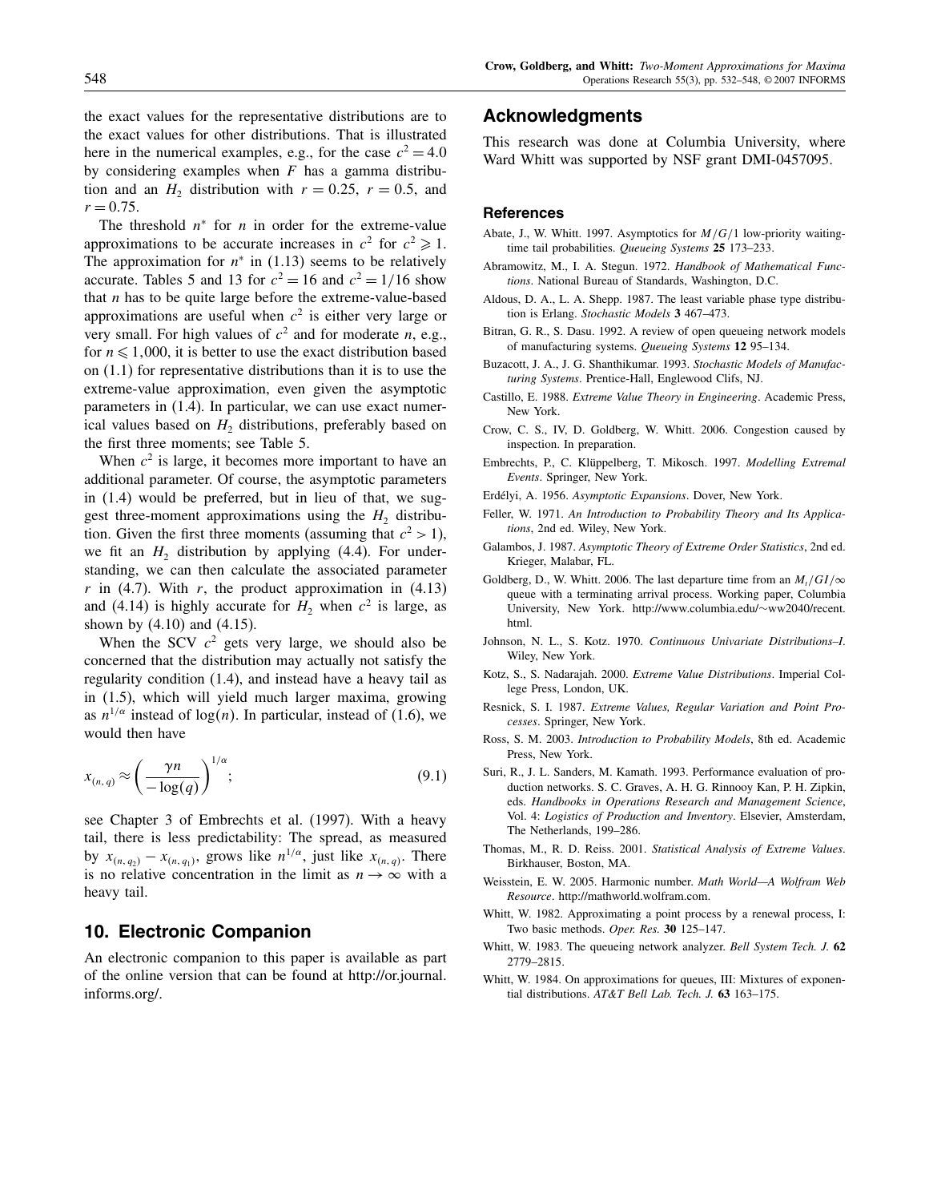the exact values for the representative distributions are to the exact values for other distributions. That is illustrated here in the numerical examples, e.g., for the case $c^2 = 4.0$ by considering examples when $F$ has a gamma distribution and an $H_2$ distribution with $r = 0.25$, $r = 0.5$, and $r = 0.75$.

The threshold $n^*$ for $n$ in order for the extreme-value approximations to be accurate increases in $c^2$ for $c^2 \geqslant 1$. The approximation for $n^*$ in (1.13) seems to be relatively accurate. Tables 5 and 13 for $c^2 = 16$ and $c^2 = 1/16$ show that $n$ has to be quite large before the extreme-value-based approximations are useful when $c^2$ is either very large or very small. For high values of $c^2$ and for moderate $n$, e.g., for $n \leqslant 1{,}000$, it is better to use the exact distribution based on (1.1) for representative distributions than it is to use the extreme-value approximation, even given the asymptotic parameters in (1.4). In particular, we can use exact numerical values based on $H_2$ distributions, preferably based on the first three moments; see Table 5.

When $c^2$ is large, it becomes more important to have an additional parameter. Of course, the asymptotic parameters in (1.4) would be preferred, but in lieu of that, we suggest three-moment approximations using the $H_2$ distribution. Given the first three moments (assuming that $c^2 > 1$), we fit an $H_2$ distribution by applying (4.4). For understanding, we can then calculate the associated parameter $r$ in (4.7). With $r$, the product approximation in (4.13) and (4.14) is highly accurate for $H_2$ when $c^2$ is large, as shown by (4.10) and (4.15).

When the SCV $c^2$ gets very large, we should also be concerned that the distribution may actually not satisfy the regularity condition (1.4), and instead have a heavy tail as in (1.5), which will yield much larger maxima, growing as $n^{1/\alpha}$ instead of $\log(n)$. In particular, instead of (1.6), we would then have

$$x_{(n,q)} \approx \left( \frac{\gamma n}{-\log(q)} \right)^{1/\alpha}; \tag{9.1}$$

see Chapter 3 of Embrechts et al. (1997). With a heavy tail, there is less predictability: The spread, as measured by $x_{(n,q_2)} - x_{(n,q_1)}$, grows like $n^{1/\alpha}$, just like $x_{(n,q)}$. There is no relative concentration in the limit as $n \to \infty$ with a heavy tail.

## 10. Electronic Companion

An electronic companion to this paper is available as part of the online version that can be found at http://or.journal.informs.org/.

## Acknowledgments

This research was done at Columbia University, where Ward Whitt was supported by NSF grant DMI-0457095.

### References

Abate, J., W. Whitt. 1997. Asymptotics for $M/G/1$ low-priority waiting-time tail probabilities. *Queueing Systems* **25** 173–233.

Abramowitz, M., I. A. Stegun. 1972. *Handbook of Mathematical Functions*. National Bureau of Standards, Washington, D.C.

Aldous, D. A., L. A. Shepp. 1987. The least variable phase type distribution is Erlang. *Stochastic Models* **3** 467–473.

Bitran, G. R., S. Dasu. 1992. A review of open queueing network models of manufacturing systems. *Queueing Systems* **12** 95–134.

Buzacott, J. A., J. G. Shanthikumar. 1993. *Stochastic Models of Manufacturing Systems*. Prentice-Hall, Englewood Clifs, NJ.

Castillo, E. 1988. *Extreme Value Theory in Engineering*. Academic Press, New York.

Crow, C. S., IV, D. Goldberg, W. Whitt. 2006. Congestion caused by inspection. In preparation.

Embrechts, P., C. Klüppelberg, T. Mikosch. 1997. *Modelling Extremal Events*. Springer, New York.

Erdélyi, A. 1956. *Asymptotic Expansions*. Dover, New York.

Feller, W. 1971. *An Introduction to Probability Theory and Its Applications*, 2nd ed. Wiley, New York.

Galambos, J. 1987. *Asymptotic Theory of Extreme Order Statistics*, 2nd ed. Krieger, Malabar, FL.

Goldberg, D., W. Whitt. 2006. The last departure time from an $M_t/GI/\infty$ queue with a terminating arrival process. Working paper, Columbia University, New York. http://www.columbia.edu/~ww2040/recent.html.

Johnson, N. L., S. Kotz. 1970. *Continuous Univariate Distributions–I*. Wiley, New York.

Kotz, S., S. Nadarajah. 2000. *Extreme Value Distributions*. Imperial College Press, London, UK.

Resnick, S. I. 1987. *Extreme Values, Regular Variation and Point Processes*. Springer, New York.

Ross, S. M. 2003. *Introduction to Probability Models*, 8th ed. Academic Press, New York.

Suri, R., J. L. Sanders, M. Kamath. 1993. Performance evaluation of production networks. S. C. Graves, A. H. G. Rinnooy Kan, P. H. Zipkin, eds. *Handbooks in Operations Research and Management Science*, Vol. 4: *Logistics of Production and Inventory*. Elsevier, Amsterdam, The Netherlands, 199–286.

Thomas, M., R. D. Reiss. 2001. *Statistical Analysis of Extreme Values*. Birkhauser, Boston, MA.

Weisstein, E. W. 2005. Harmonic number. *Math World—A Wolfram Web Resource*. http://mathworld.wolfram.com.

Whitt, W. 1982. Approximating a point process by a renewal process, I: Two basic methods. *Oper. Res.* **30** 125–147.

Whitt, W. 1983. The queueing network analyzer. *Bell System Tech. J.* **62** 2779–2815.

Whitt, W. 1984. On approximations for queues, III: Mixtures of exponential distributions. *AT&T Bell Lab. Tech. J.* **63** 163–175.